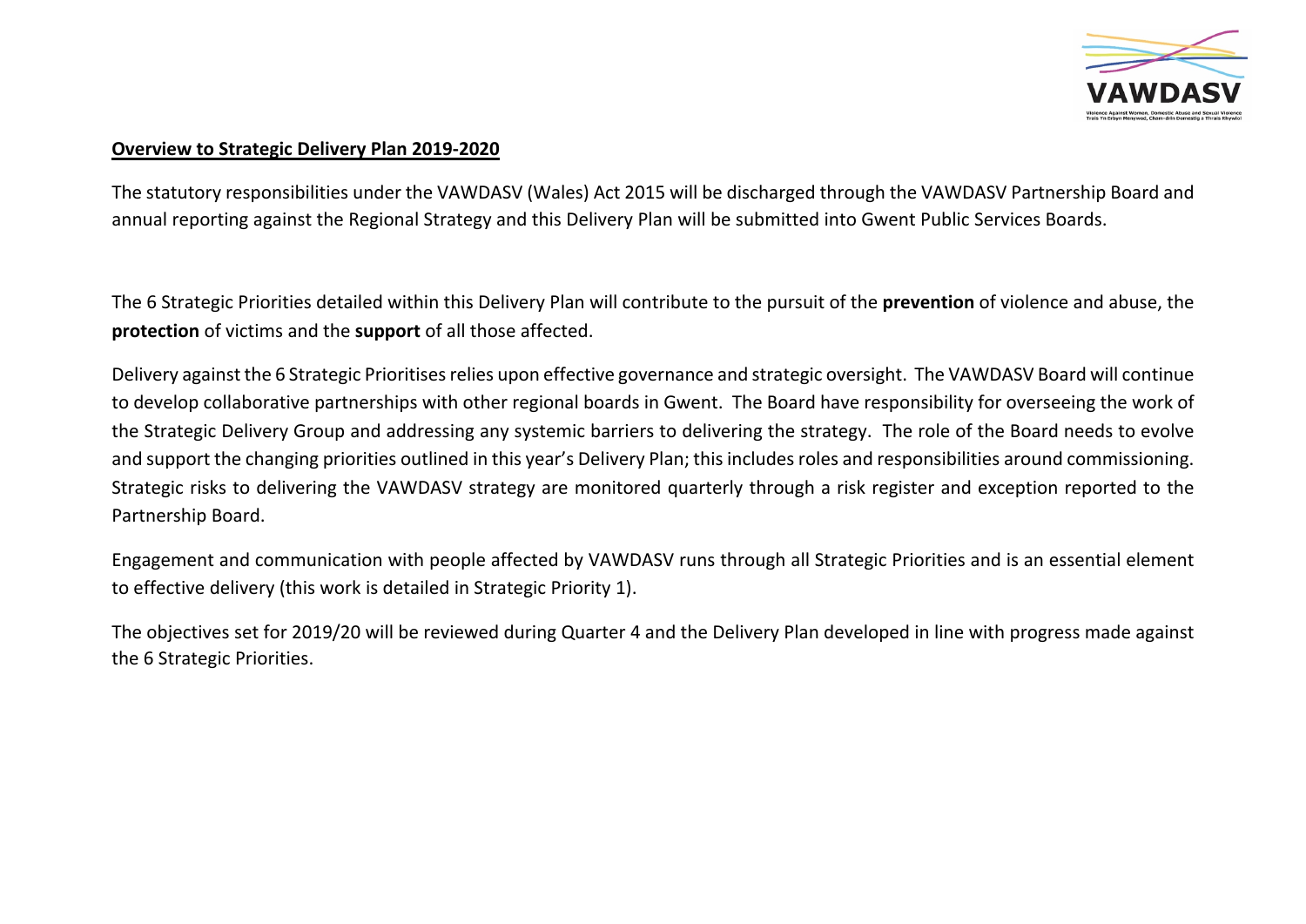**Overview to Strategic Delivery Plan 2019-2020**

The statutory responsibilities under the VAWDASV (Wales) Act 2015 will be discharged through the VAWDASV Partnership Board and annual reporting against the Regional Strategy and this Delivery Plan will be submitted into Gwent Public Services Boards.

The 6 Strategic Priorities detailed within this Delivery Plan will contribute to the pursuit of the **prevention** of violence and abuse, the **protection** of victims and the **support** of all those affected.

Delivery against the 6 Strategic Prioritises relies upon effective governance and strategic oversight. The VAWDASV Board will continue to develop collaborative partnerships with other regional boards in Gwent. The Board have responsibility for overseeing the work of the Strategic Delivery Group and addressing any systemic barriers to delivering the strategy. The role of the Board needs to evolve and support the changing priorities outlined in this year's Delivery Plan; this includes roles and responsibilities around commissioning. Strategic risks to delivering the VAWDASV strategy are monitored quarterly through a risk register and exception reported to the Partnership Board.

Engagement and communication with people affected by VAWDASV runs through all Strategic Priorities and is an essential element to effective delivery (this work is detailed in Strategic Priority 1).

The objectives set for 2019/20 will be reviewed during Quarter 4 and the Delivery Plan developed in line with progress made against the 6 Strategic Priorities.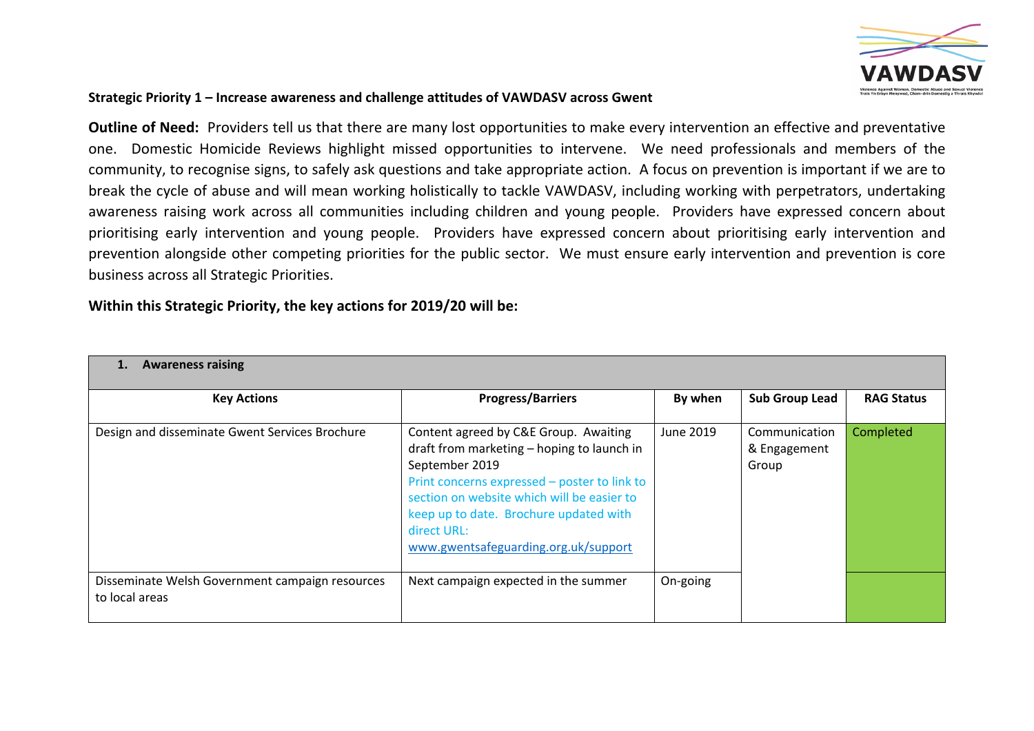**Strategic Priority 1 – Increase awareness and challenge attitudes of VAWDASV across Gwent**

**Outline of Need:** Providers tell us that there are many lost opportunities to make every intervention an effective and preventative one. Domestic Homicide Reviews highlight missed opportunities to intervene. We need professionals and members of the community, to recognise signs, to safely ask questions and take appropriate action. A focus on prevention is important if we are to break the cycle of abuse and will mean working holistically to tackle VAWDASV, including working with perpetrators, undertaking awareness raising work across all communities including children and young people. Providers have expressed concern about prioritising early intervention and young people. Providers have expressed concern about prioritising early intervention and prevention alongside other competing priorities for the public sector. We must ensure early intervention and prevention is core business across all Strategic Priorities.

**Within this Strategic Priority, the key actions for 2019/20 will be:**

| **1. Awareness raising** | | | | |
|---|---|---|---|---|
| **Key Actions** | **Progress/Barriers** | **By when** | **Sub Group Lead** | **RAG Status** |
| Design and disseminate Gwent Services Brochure | Content agreed by C&E Group. Awaiting draft from marketing – hoping to launch in September 2019<br>Print concerns expressed – poster to link to section on website which will be easier to keep up to date. Brochure updated with direct URL: www.gwentsafeguarding.org.uk/support | June 2019 | Communication & Engagement Group | Completed |
| Disseminate Welsh Government campaign resources to local areas | Next campaign expected in the summer | On-going | | |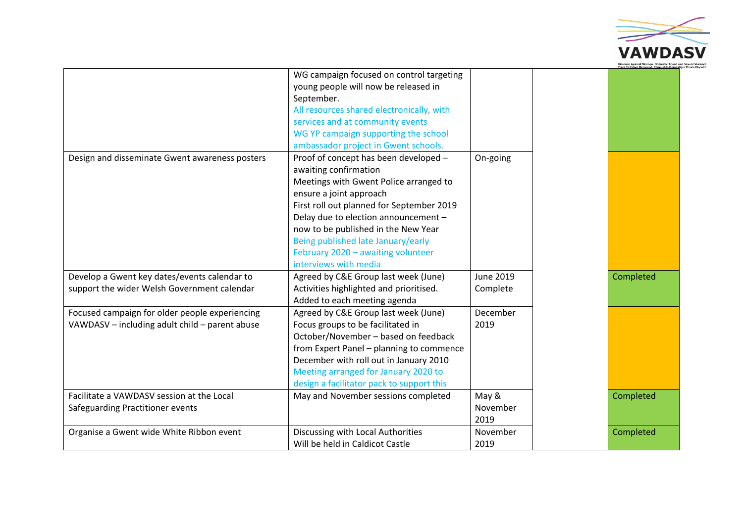| | | | | |
|---|---|---|---|---|
| | WG campaign focused on control targeting young people will now be released in September.<br>All resources shared electronically, with services and at community events<br>WG YP campaign supporting the school ambassador project in Gwent schools. | | | |
| Design and disseminate Gwent awareness posters | Proof of concept has been developed – awaiting confirmation<br>Meetings with Gwent Police arranged to ensure a joint approach<br>First roll out planned for September 2019<br>Delay due to election announcement – now to be published in the New Year<br>Being published late January/early February 2020 – awaiting volunteer interviews with media | On-going | | |
| Develop a Gwent key dates/events calendar to support the wider Welsh Government calendar | Agreed by C&E Group last week (June)<br>Activities highlighted and prioritised.<br>Added to each meeting agenda | June 2019<br>Complete | | Completed |
| Focused campaign for older people experiencing VAWDASV – including adult child – parent abuse | Agreed by C&E Group last week (June)<br>Focus groups to be facilitated in October/November – based on feedback from Expert Panel – planning to commence December with roll out in January 2010<br>Meeting arranged for January 2020 to design a facilitator pack to support this | December 2019 | | |
| Facilitate a VAWDASV session at the Local Safeguarding Practitioner events | May and November sessions completed | May & November 2019 | | Completed |
| Organise a Gwent wide White Ribbon event | Discussing with Local Authorities<br>Will be held in Caldicot Castle | November 2019 | | Completed |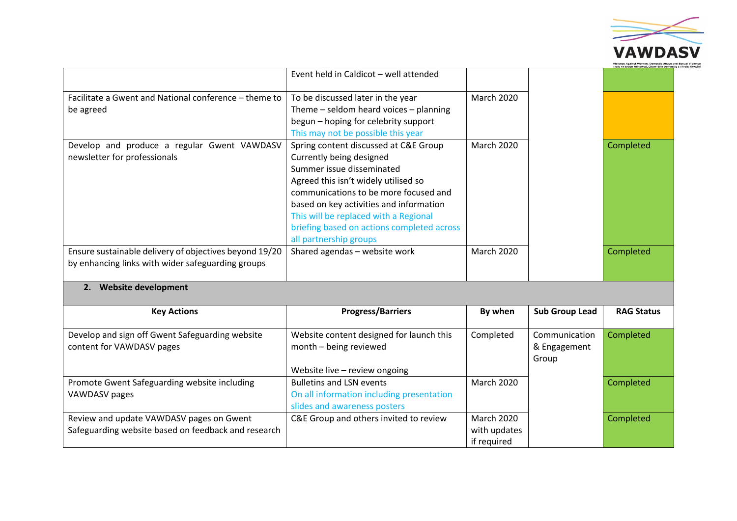| | | | | |
|---|---|---|---|---|
| | Event held in Caldicot – well attended | | | |
| Facilitate a Gwent and National conference – theme to be agreed | To be discussed later in the year<br>Theme – seldom heard voices – planning begun – hoping for celebrity support<br>This may not be possible this year | March 2020 | | |
| Develop and produce a regular Gwent VAWDASV newsletter for professionals | Spring content discussed at C&E Group<br>Currently being designed<br>Summer issue disseminated<br>Agreed this isn't widely utilised so communications to be more focused and based on key activities and information<br>This will be replaced with a Regional briefing based on actions completed across all partnership groups | March 2020 | | Completed |
| Ensure sustainable delivery of objectives beyond 19/20 by enhancing links with wider safeguarding groups | Shared agendas – website work | March 2020 | | Completed |

**2. Website development**

| Key Actions | Progress/Barriers | By when | Sub Group Lead | RAG Status |
|---|---|---|---|---|
| Develop and sign off Gwent Safeguarding website content for VAWDASV pages | Website content designed for launch this month – being reviewed<br><br>Website live – review ongoing | Completed | Communication & Engagement Group | Completed |
| Promote Gwent Safeguarding website including VAWDASV pages | Bulletins and LSN events<br>On all information including presentation slides and awareness posters | March 2020 | | Completed |
| Review and update VAWDASV pages on Gwent Safeguarding website based on feedback and research | C&E Group and others invited to review | March 2020 with updates if required | | Completed |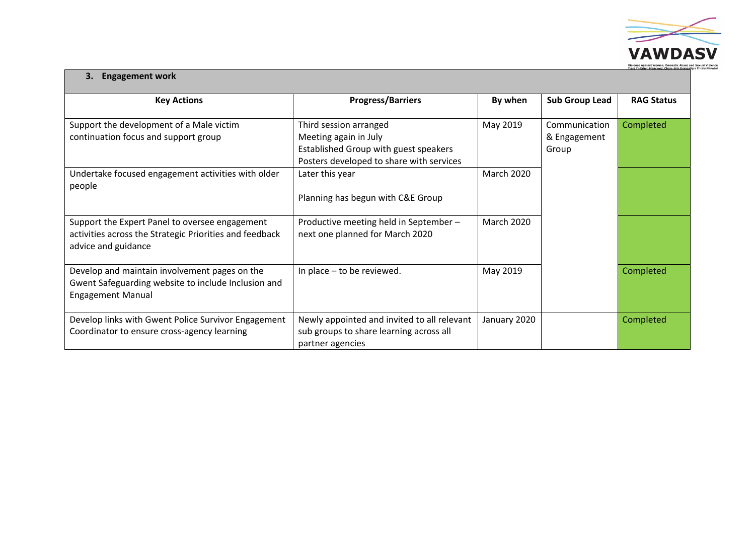| **3. Engagement work** | | | | |
|---|---|---|---|---|
| **Key Actions** | **Progress/Barriers** | **By when** | **Sub Group Lead** | **RAG Status** |
| Support the development of a Male victim continuation focus and support group | Third session arranged<br>Meeting again in July<br>Established Group with guest speakers<br>Posters developed to share with services | May 2019 | Communication & Engagement Group | Completed |
| Undertake focused engagement activities with older people | Later this year<br><br>Planning has begun with C&E Group | March 2020 | | |
| Support the Expert Panel to oversee engagement activities across the Strategic Priorities and feedback advice and guidance | Productive meeting held in September – next one planned for March 2020 | March 2020 | | |
| Develop and maintain involvement pages on the Gwent Safeguarding website to include Inclusion and Engagement Manual | In place – to be reviewed. | May 2019 | | Completed |
| Develop links with Gwent Police Survivor Engagement Coordinator to ensure cross-agency learning | Newly appointed and invited to all relevant sub groups to share learning across all partner agencies | January 2020 | | Completed |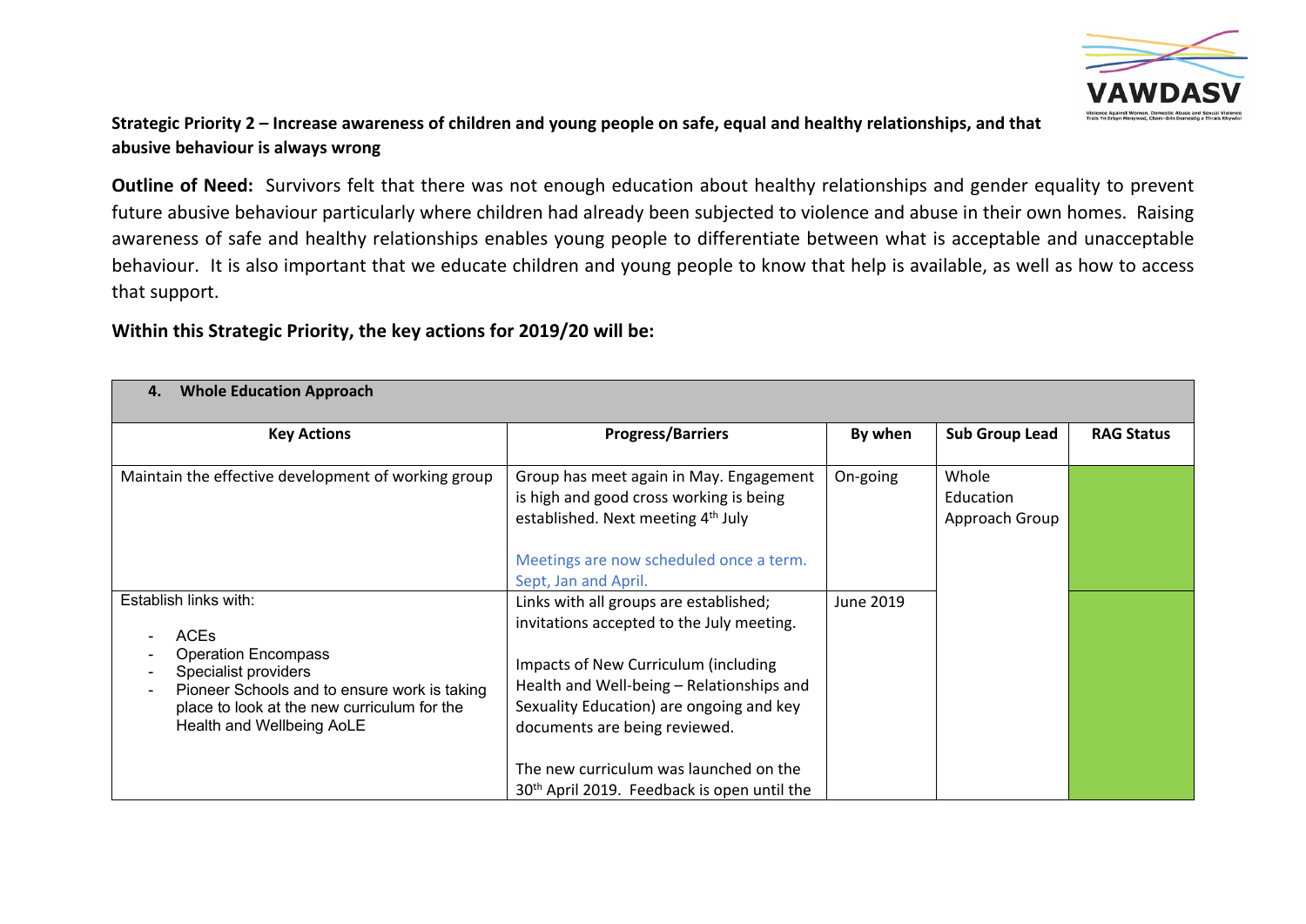**Strategic Priority 2 – Increase awareness of children and young people on safe, equal and healthy relationships, and that abusive behaviour is always wrong**

**Outline of Need:** Survivors felt that there was not enough education about healthy relationships and gender equality to prevent future abusive behaviour particularly where children had already been subjected to violence and abuse in their own homes. Raising awareness of safe and healthy relationships enables young people to differentiate between what is acceptable and unacceptable behaviour. It is also important that we educate children and young people to know that help is available, as well as how to access that support.

**Within this Strategic Priority, the key actions for 2019/20 will be:**

| **4. Whole Education Approach** | | | | |
|---|---|---|---|---|
| **Key Actions** | **Progress/Barriers** | **By when** | **Sub Group Lead** | **RAG Status** |
| Maintain the effective development of working group | Group has meet again in May. Engagement is high and good cross working is being established. Next meeting 4th July<br><br>Meetings are now scheduled once a term. Sept, Jan and April. | On-going | Whole Education Approach Group | Green |
| Establish links with:<br>- ACEs<br>- Operation Encompass<br>- Specialist providers<br>- Pioneer Schools and to ensure work is taking place to look at the new curriculum for the Health and Wellbeing AoLE | Links with all groups are established; invitations accepted to the July meeting.<br><br>Impacts of New Curriculum (including Health and Well-being – Relationships and Sexuality Education) are ongoing and key documents are being reviewed.<br><br>The new curriculum was launched on the 30th April 2019. Feedback is open until the | June 2019 | | Green |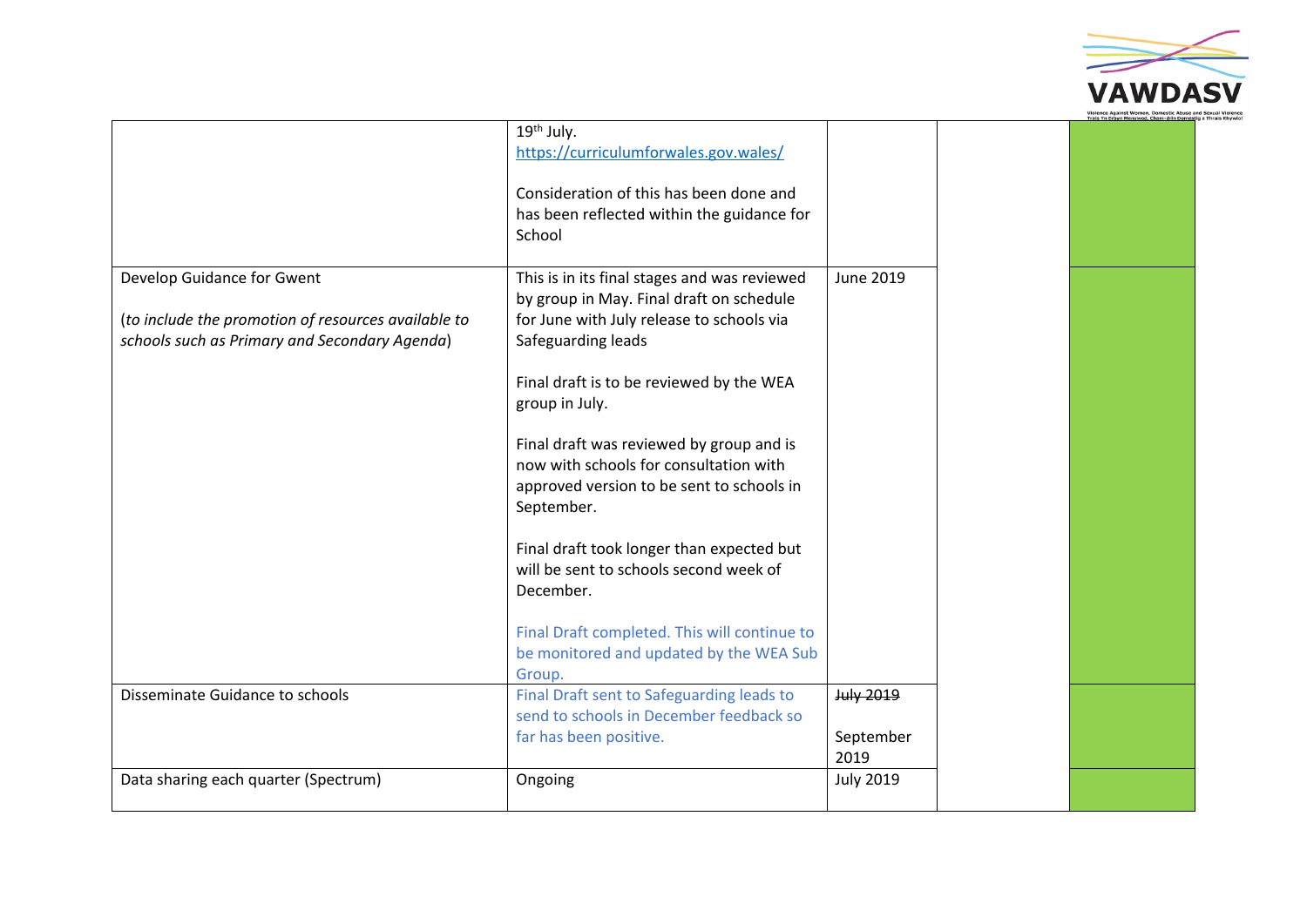| | | | | |
|---|---|---|---|---|
| | 19th July. https://curriculumforwales.gov.wales/<br><br>Consideration of this has been done and has been reflected within the guidance for School | | | |
| Develop Guidance for Gwent<br><br>(*to include the promotion of resources available to schools such as Primary and Secondary Agenda*) | This is in its final stages and was reviewed by group in May. Final draft on schedule for June with July release to schools via Safeguarding leads<br><br>Final draft is to be reviewed by the WEA group in July.<br><br>Final draft was reviewed by group and is now with schools for consultation with approved version to be sent to schools in September.<br><br>Final draft took longer than expected but will be sent to schools second week of December.<br><br>Final Draft completed. This will continue to be monitored and updated by the WEA Sub Group. | June 2019 | | |
| Disseminate Guidance to schools | Final Draft sent to Safeguarding leads to send to schools in December feedback so far has been positive. | ~~July 2019~~<br><br>September 2019 | | |
| Data sharing each quarter (Spectrum) | Ongoing | July 2019 | | |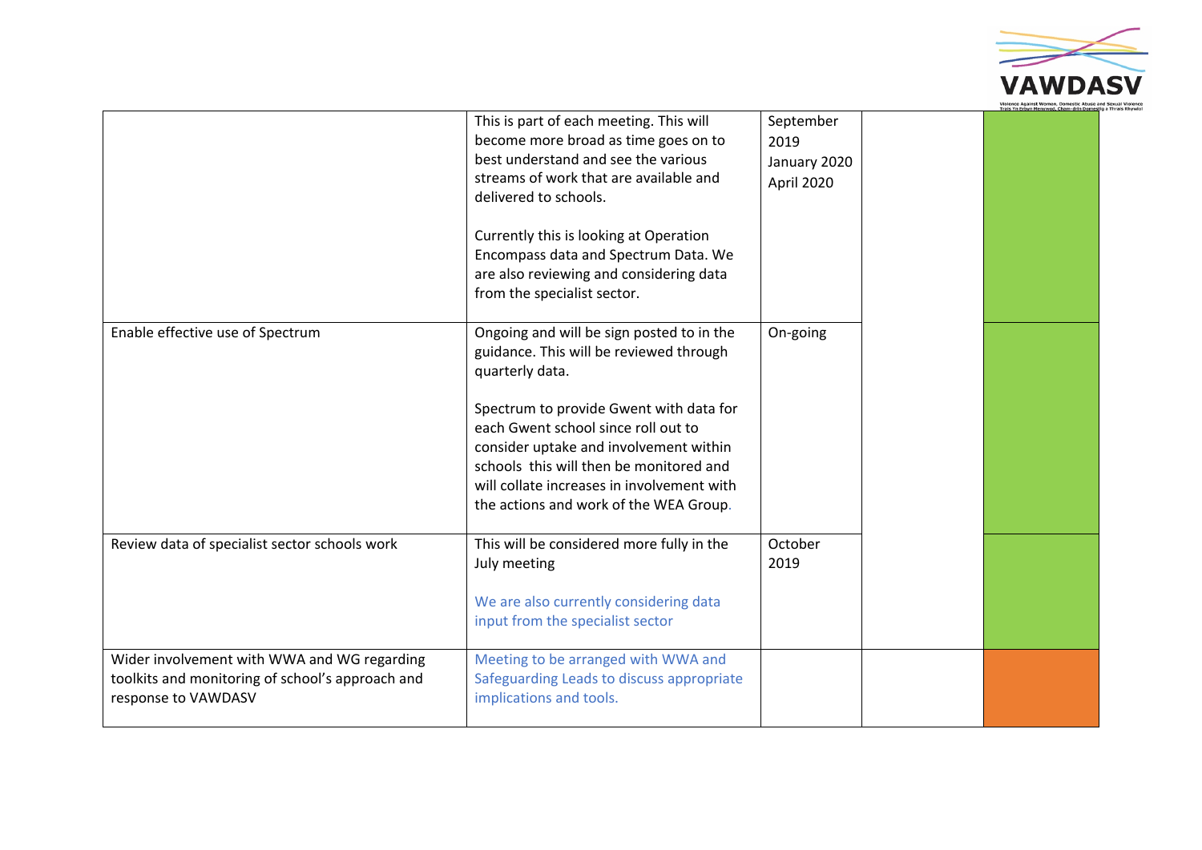| | | | | |
|---|---|---|---|---|
| | This is part of each meeting. This will become more broad as time goes on to best understand and see the various streams of work that are available and delivered to schools.<br><br>Currently this is looking at Operation Encompass data and Spectrum Data. We are also reviewing and considering data from the specialist sector. | September 2019<br>January 2020<br>April 2020 | | |
| Enable effective use of Spectrum | Ongoing and will be sign posted to in the guidance. This will be reviewed through quarterly data.<br><br>Spectrum to provide Gwent with data for each Gwent school since roll out to consider uptake and involvement within schools this will then be monitored and will collate increases in involvement with the actions and work of the WEA Group. | On-going | | |
| Review data of specialist sector schools work | This will be considered more fully in the July meeting<br><br>We are also currently considering data input from the specialist sector | October 2019 | | |
| Wider involvement with WWA and WG regarding toolkits and monitoring of school's approach and response to VAWDASV | Meeting to be arranged with WWA and Safeguarding Leads to discuss appropriate implications and tools. | | | |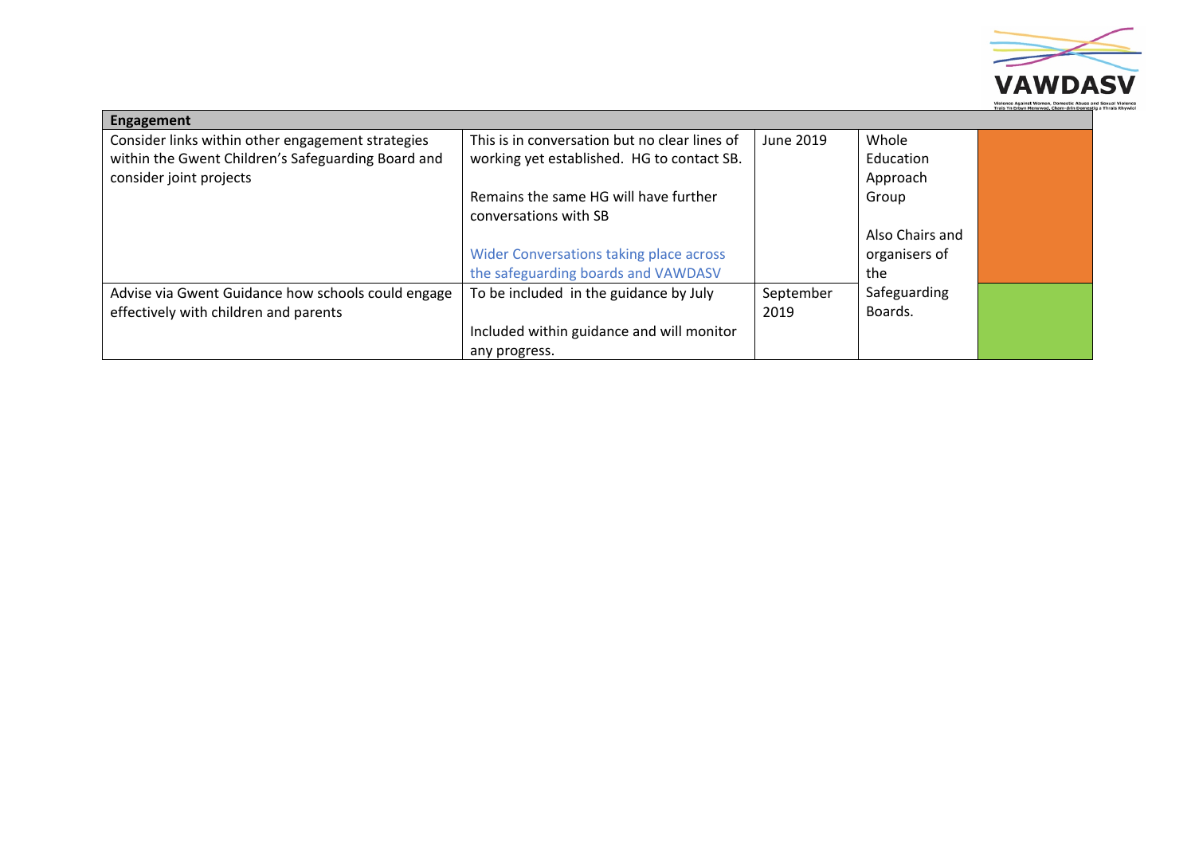| Engagement | | | | |
|---|---|---|---|---|
| Consider links within other engagement strategies within the Gwent Children's Safeguarding Board and consider joint projects | This is in conversation but no clear lines of working yet established. HG to contact SB.<br><br>Remains the same HG will have further conversations with SB<br><br>Wider Conversations taking place across the safeguarding boards and VAWDASV | June 2019 | Whole Education Approach Group<br><br>Also Chairs and organisers of the Safeguarding Boards. | |
| Advise via Gwent Guidance how schools could engage effectively with children and parents | To be included in the guidance by July<br><br>Included within guidance and will monitor any progress. | September 2019 | | |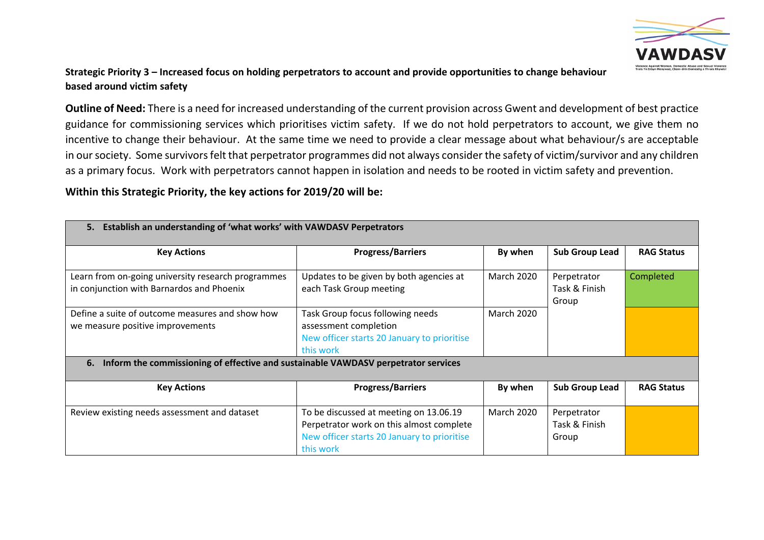**Strategic Priority 3 – Increased focus on holding perpetrators to account and provide opportunities to change behaviour based around victim safety**

**Outline of Need:** There is a need for increased understanding of the current provision across Gwent and development of best practice guidance for commissioning services which prioritises victim safety. If we do not hold perpetrators to account, we give them no incentive to change their behaviour. At the same time we need to provide a clear message about what behaviour/s are acceptable in our society. Some survivors felt that perpetrator programmes did not always consider the safety of victim/survivor and any children as a primary focus. Work with perpetrators cannot happen in isolation and needs to be rooted in victim safety and prevention.

**Within this Strategic Priority, the key actions for 2019/20 will be:**

| **5. Establish an understanding of 'what works' with VAWDASV Perpetrators** | | | | |
|---|---|---|---|---|
| **Key Actions** | **Progress/Barriers** | **By when** | **Sub Group Lead** | **RAG Status** |
| Learn from on-going university research programmes in conjunction with Barnardos and Phoenix | Updates to be given by both agencies at each Task Group meeting | March 2020 | Perpetrator Task & Finish Group | Completed |
| Define a suite of outcome measures and show how we measure positive improvements | Task Group focus following needs assessment completion<br>New officer starts 20 January to prioritise this work | March 2020 | | |
| **6. Inform the commissioning of effective and sustainable VAWDASV perpetrator services** | | | | |
| **Key Actions** | **Progress/Barriers** | **By when** | **Sub Group Lead** | **RAG Status** |
| Review existing needs assessment and dataset | To be discussed at meeting on 13.06.19<br>Perpetrator work on this almost complete<br>New officer starts 20 January to prioritise this work | March 2020 | Perpetrator Task & Finish Group | |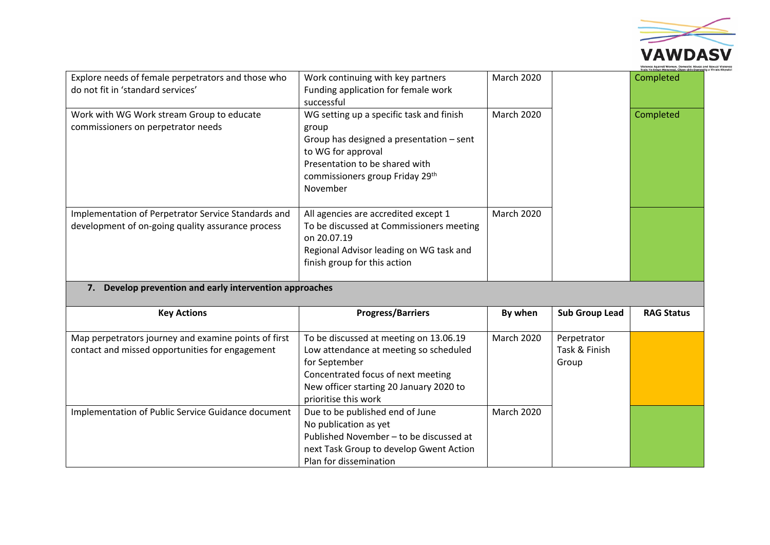| | | | | |
|---|---|---|---|---|
| Explore needs of female perpetrators and those who do not fit in 'standard services' | Work continuing with key partners<br>Funding application for female work successful | March 2020 | | Completed |
| Work with WG Work stream Group to educate commissioners on perpetrator needs | WG setting up a specific task and finish group<br>Group has designed a presentation – sent to WG for approval<br>Presentation to be shared with commissioners group Friday 29th November | March 2020 | | Completed |
| Implementation of Perpetrator Service Standards and development of on-going quality assurance process | All agencies are accredited except 1<br>To be discussed at Commissioners meeting on 20.07.19<br>Regional Advisor leading on WG task and finish group for this action | March 2020 | | |

**7. Develop prevention and early intervention approaches**

| Key Actions | Progress/Barriers | By when | Sub Group Lead | RAG Status |
|---|---|---|---|---|
| Map perpetrators journey and examine points of first contact and missed opportunities for engagement | To be discussed at meeting on 13.06.19<br>Low attendance at meeting so scheduled for September<br>Concentrated focus of next meeting<br>New officer starting 20 January 2020 to prioritise this work | March 2020 | Perpetrator Task & Finish Group | |
| Implementation of Public Service Guidance document | Due to be published end of June<br>No publication as yet<br>Published November – to be discussed at next Task Group to develop Gwent Action Plan for dissemination | March 2020 | | |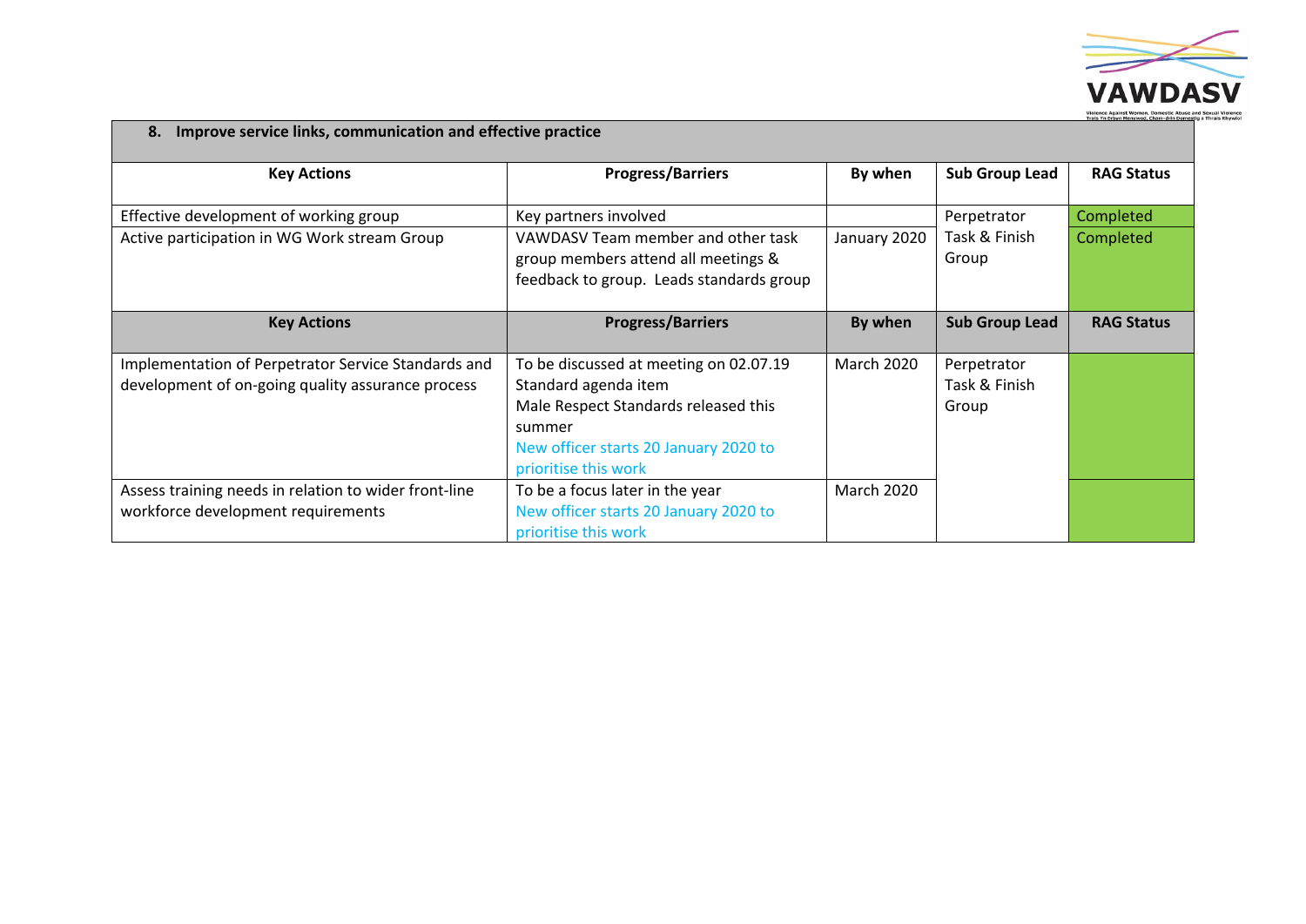## 8. Improve service links, communication and effective practice

| Key Actions | Progress/Barriers | By when | Sub Group Lead | RAG Status |
|---|---|---|---|---|
| Effective development of working group | Key partners involved | | Perpetrator Task & Finish Group | Completed |
| Active participation in WG Work stream Group | VAWDASV Team member and other task group members attend all meetings & feedback to group. Leads standards group | January 2020 | | Completed |
| **Key Actions** | **Progress/Barriers** | **By when** | **Sub Group Lead** | **RAG Status** |
| Implementation of Perpetrator Service Standards and development of on-going quality assurance process | To be discussed at meeting on 02.07.19<br>Standard agenda item<br>Male Respect Standards released this summer<br>New officer starts 20 January 2020 to prioritise this work | March 2020 | Perpetrator Task & Finish Group | |
| Assess training needs in relation to wider front-line workforce development requirements | To be a focus later in the year<br>New officer starts 20 January 2020 to prioritise this work | March 2020 | | |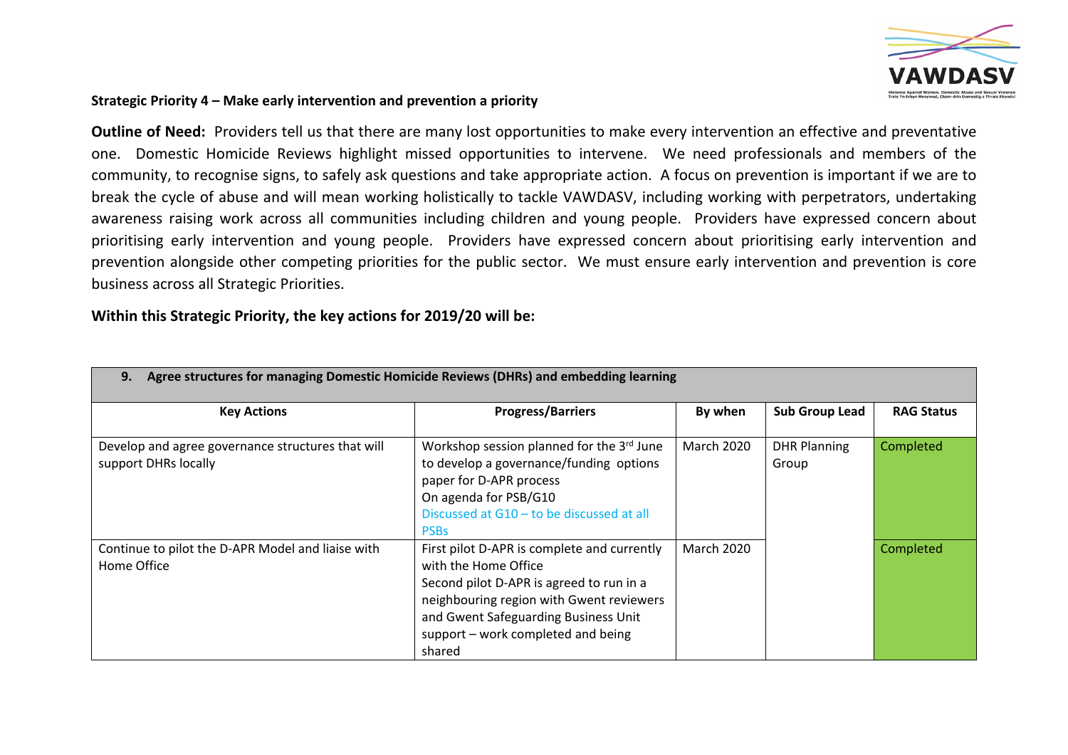**Strategic Priority 4 – Make early intervention and prevention a priority**

**Outline of Need:** Providers tell us that there are many lost opportunities to make every intervention an effective and preventative one. Domestic Homicide Reviews highlight missed opportunities to intervene. We need professionals and members of the community, to recognise signs, to safely ask questions and take appropriate action. A focus on prevention is important if we are to break the cycle of abuse and will mean working holistically to tackle VAWDASV, including working with perpetrators, undertaking awareness raising work across all communities including children and young people. Providers have expressed concern about prioritising early intervention and young people. Providers have expressed concern about prioritising early intervention and prevention alongside other competing priorities for the public sector. We must ensure early intervention and prevention is core business across all Strategic Priorities.

**Within this Strategic Priority, the key actions for 2019/20 will be:**

| **9. Agree structures for managing Domestic Homicide Reviews (DHRs) and embedding learning** | | | | |
|---|---|---|---|---|
| **Key Actions** | **Progress/Barriers** | **By when** | **Sub Group Lead** | **RAG Status** |
| Develop and agree governance structures that will support DHRs locally | Workshop session planned for the 3rd June to develop a governance/funding options paper for D-APR process<br>On agenda for PSB/G10<br>Discussed at G10 – to be discussed at all PSBs | March 2020 | DHR Planning Group | Completed |
| Continue to pilot the D-APR Model and liaise with Home Office | First pilot D-APR is complete and currently with the Home Office<br>Second pilot D-APR is agreed to run in a neighbouring region with Gwent reviewers and Gwent Safeguarding Business Unit support – work completed and being shared | March 2020 | | Completed |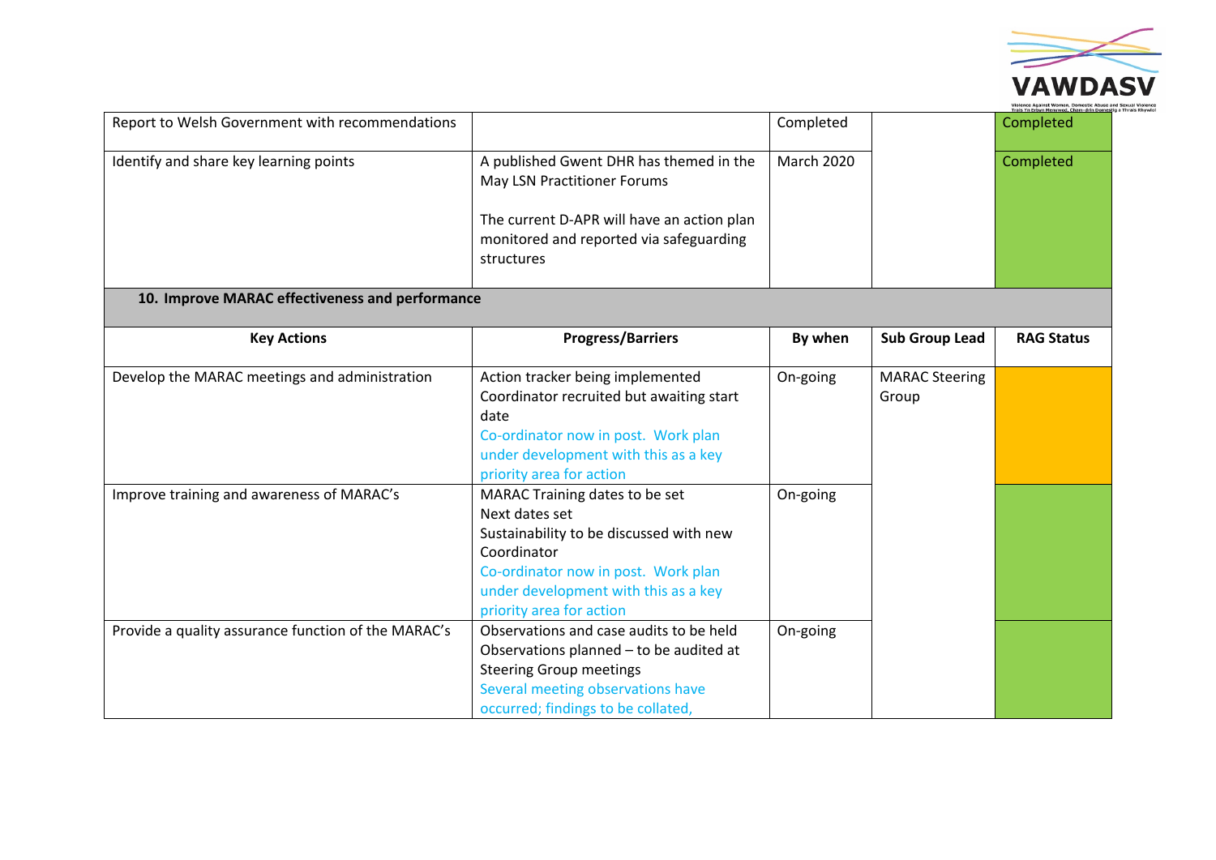| | | | | |
|---|---|---|---|---|
| Report to Welsh Government with recommendations | | Completed | | Completed |
| Identify and share key learning points | A published Gwent DHR has themed in the May LSN Practitioner Forums<br><br>The current D-APR will have an action plan monitored and reported via safeguarding structures | March 2020 | | Completed |

**10. Improve MARAC effectiveness and performance**

| Key Actions | Progress/Barriers | By when | Sub Group Lead | RAG Status |
|---|---|---|---|---|
| Develop the MARAC meetings and administration | Action tracker being implemented<br>Coordinator recruited but awaiting start date<br>Co-ordinator now in post. Work plan under development with this as a key priority area for action | On-going | MARAC Steering Group | |
| Improve training and awareness of MARAC's | MARAC Training dates to be set<br>Next dates set<br>Sustainability to be discussed with new Coordinator<br>Co-ordinator now in post. Work plan under development with this as a key priority area for action | On-going | | |
| Provide a quality assurance function of the MARAC's | Observations and case audits to be held<br>Observations planned – to be audited at Steering Group meetings<br>Several meeting observations have occurred; findings to be collated, | On-going | | |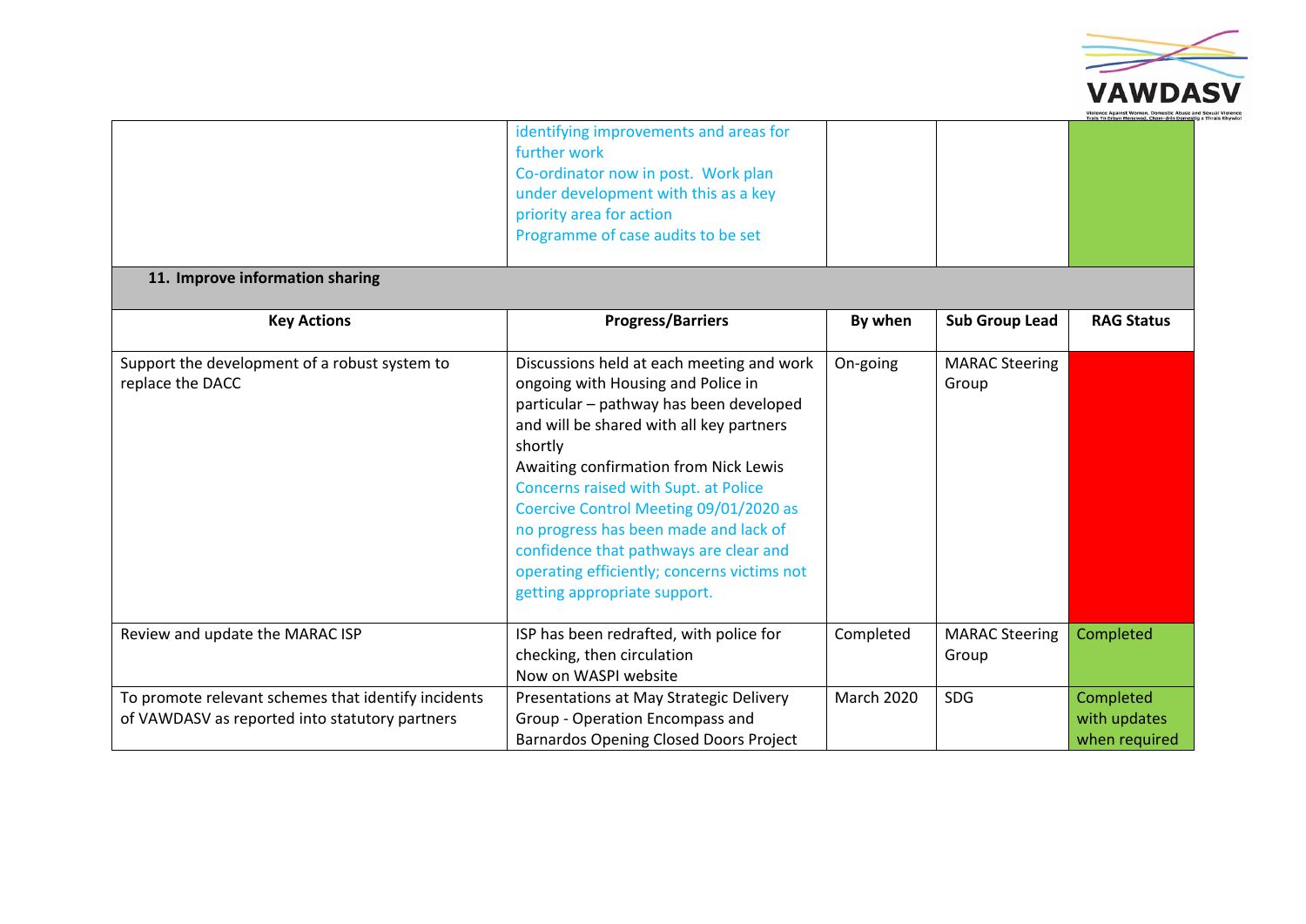| | | | | |
|---|---|---|---|---|
| | identifying improvements and areas for further work<br>Co-ordinator now in post. Work plan under development with this as a key priority area for action<br>Programme of case audits to be set | | | |

**11. Improve information sharing**

| Key Actions | Progress/Barriers | By when | Sub Group Lead | RAG Status |
|---|---|---|---|---|
| Support the development of a robust system to replace the DACC | Discussions held at each meeting and work ongoing with Housing and Police in particular – pathway has been developed and will be shared with all key partners shortly<br>Awaiting confirmation from Nick Lewis<br>Concerns raised with Supt. at Police Coercive Control Meeting 09/01/2020 as no progress has been made and lack of confidence that pathways are clear and operating efficiently; concerns victims not getting appropriate support. | On-going | MARAC Steering Group | |
| Review and update the MARAC ISP | ISP has been redrafted, with police for checking, then circulation<br>Now on WASPI website | Completed | MARAC Steering Group | Completed |
| To promote relevant schemes that identify incidents of VAWDASV as reported into statutory partners | Presentations at May Strategic Delivery Group - Operation Encompass and Barnardos Opening Closed Doors Project | March 2020 | SDG | Completed with updates when required |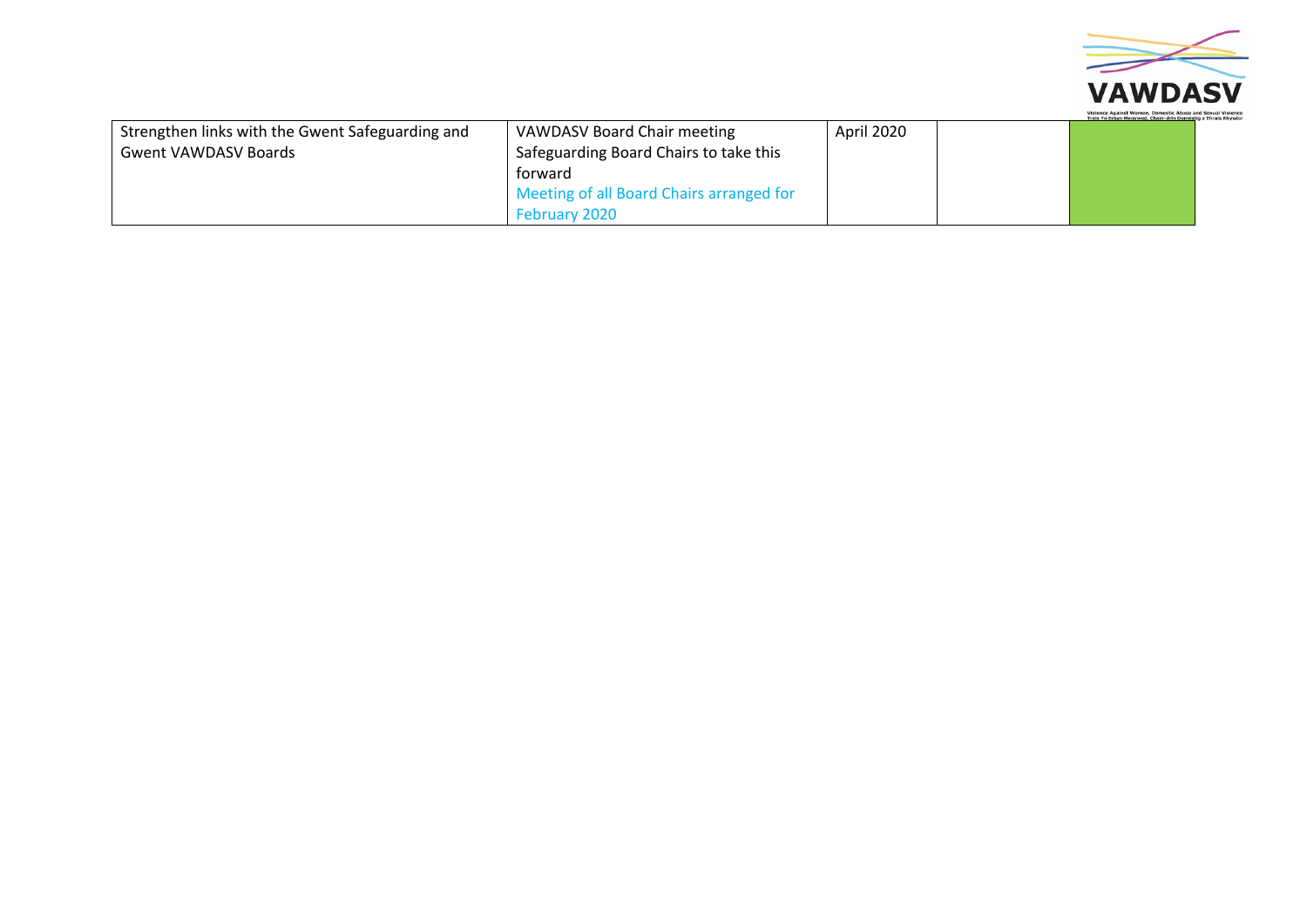| | | | | |
|---|---|---|---|---|
| Strengthen links with the Gwent Safeguarding and Gwent VAWDASV Boards | VAWDASV Board Chair meeting<br>Safeguarding Board Chairs to take this forward<br>Meeting of all Board Chairs arranged for February 2020 | April 2020 | | |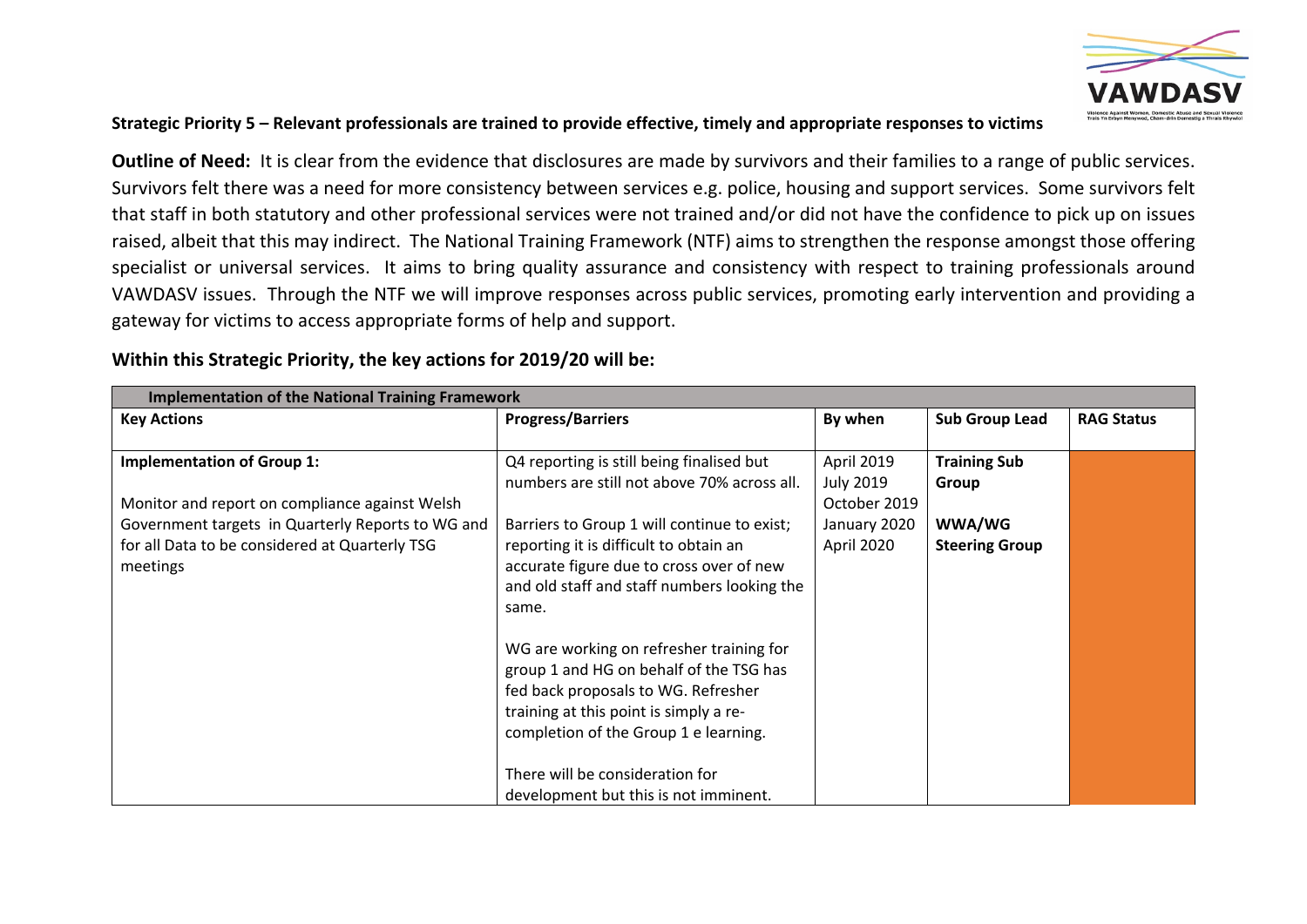**Strategic Priority 5 – Relevant professionals are trained to provide effective, timely and appropriate responses to victims**

**Outline of Need:** It is clear from the evidence that disclosures are made by survivors and their families to a range of public services. Survivors felt there was a need for more consistency between services e.g. police, housing and support services. Some survivors felt that staff in both statutory and other professional services were not trained and/or did not have the confidence to pick up on issues raised, albeit that this may indirect. The National Training Framework (NTF) aims to strengthen the response amongst those offering specialist or universal services. It aims to bring quality assurance and consistency with respect to training professionals around VAWDASV issues. Through the NTF we will improve responses across public services, promoting early intervention and providing a gateway for victims to access appropriate forms of help and support.

## Within this Strategic Priority, the key actions for 2019/20 will be:

| **Implementation of the National Training Framework** | | | | |
|---|---|---|---|---|
| **Key Actions** | **Progress/Barriers** | **By when** | **Sub Group Lead** | **RAG Status** |
| **Implementation of Group 1:**<br><br>Monitor and report on compliance against Welsh Government targets in Quarterly Reports to WG and for all Data to be considered at Quarterly TSG meetings | Q4 reporting is still being finalised but numbers are still not above 70% across all.<br><br>Barriers to Group 1 will continue to exist; reporting it is difficult to obtain an accurate figure due to cross over of new and old staff and staff numbers looking the same.<br><br>WG are working on refresher training for group 1 and HG on behalf of the TSG has fed back proposals to WG. Refresher training at this point is simply a re-completion of the Group 1 e learning.<br><br>There will be consideration for development but this is not imminent. | April 2019<br>July 2019<br>October 2019<br>January 2020<br>April 2020 | **Training Sub Group**<br><br>**WWA/WG Steering Group** | |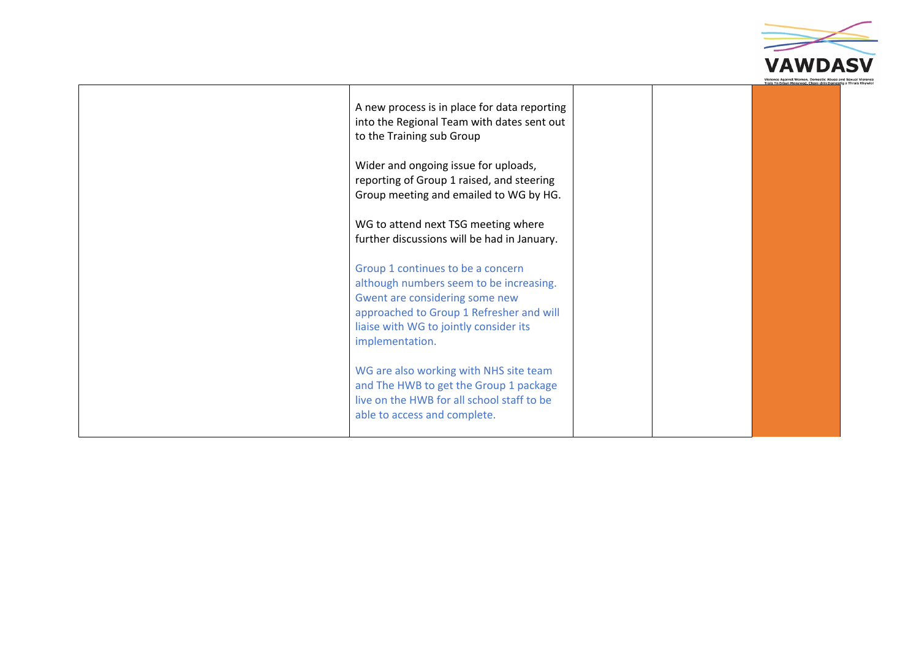| | | | | |
|---|---|---|---|---|
| | A new process is in place for data reporting into the Regional Team with dates sent out to the Training sub Group<br><br>Wider and ongoing issue for uploads, reporting of Group 1 raised, and steering Group meeting and emailed to WG by HG.<br><br>WG to attend next TSG meeting where further discussions will be had in January.<br><br>Group 1 continues to be a concern although numbers seem to be increasing. Gwent are considering some new approached to Group 1 Refresher and will liaise with WG to jointly consider its implementation.<br><br>WG are also working with NHS site team and The HWB to get the Group 1 package live on the HWB for all school staff to be able to access and complete. | | | |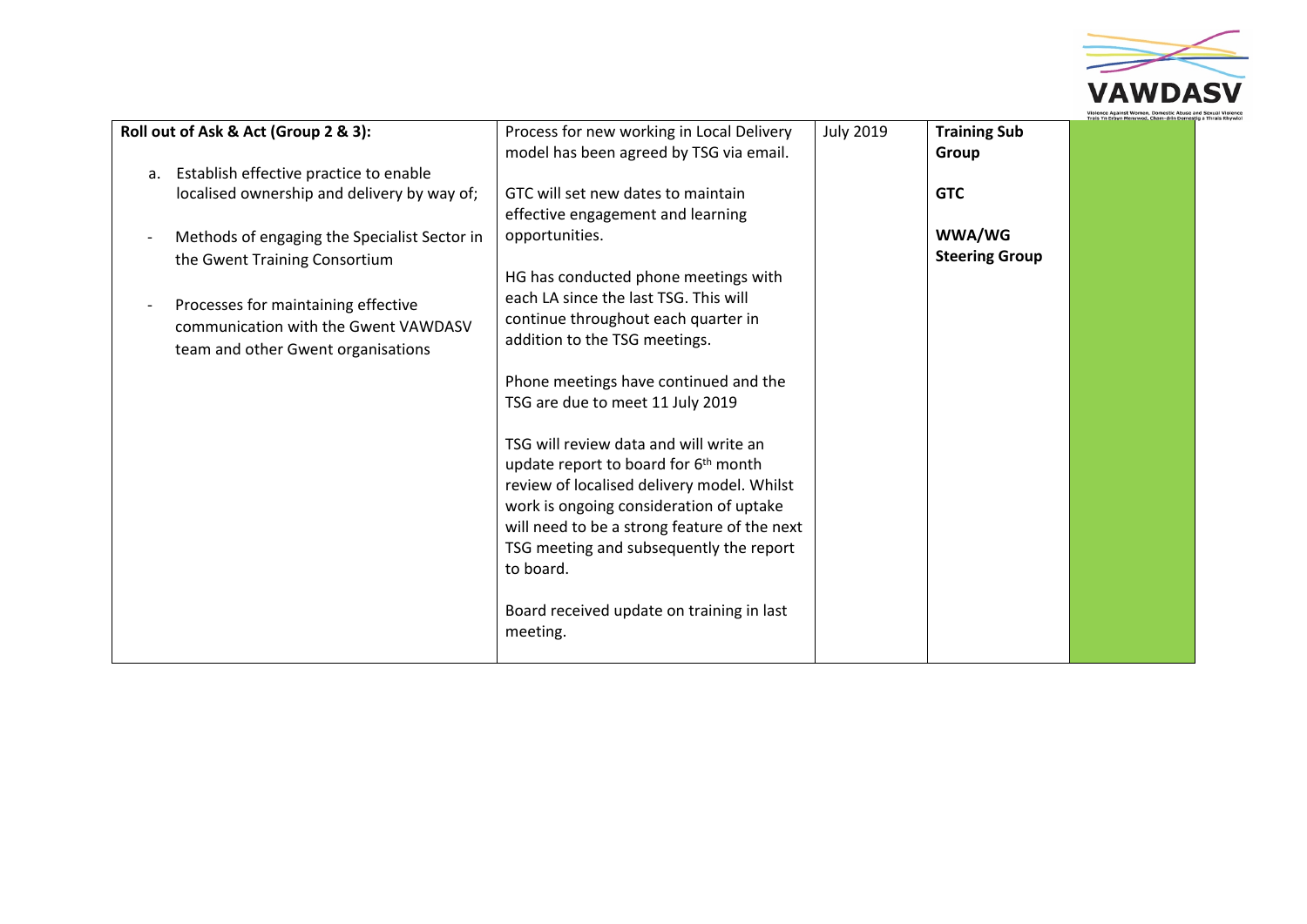| Roll out of Ask & Act (Group 2 & 3):<br><br>a. Establish effective practice to enable localised ownership and delivery by way of;<br><br>- Methods of engaging the Specialist Sector in the Gwent Training Consortium<br><br>- Processes for maintaining effective communication with the Gwent VAWDASV team and other Gwent organisations | Process for new working in Local Delivery model has been agreed by TSG via email.<br><br>GTC will set new dates to maintain effective engagement and learning opportunities.<br><br>HG has conducted phone meetings with each LA since the last TSG. This will continue throughout each quarter in addition to the TSG meetings.<br><br>Phone meetings have continued and the TSG are due to meet 11 July 2019<br><br>TSG will review data and will write an update report to board for 6th month review of localised delivery model. Whilst work is ongoing consideration of uptake will need to be a strong feature of the next TSG meeting and subsequently the report to board.<br><br>Board received update on training in last meeting. | July 2019 | **Training Sub Group**<br><br>**GTC**<br><br>**WWA/WG Steering Group** | |
|---|---|---|---|---|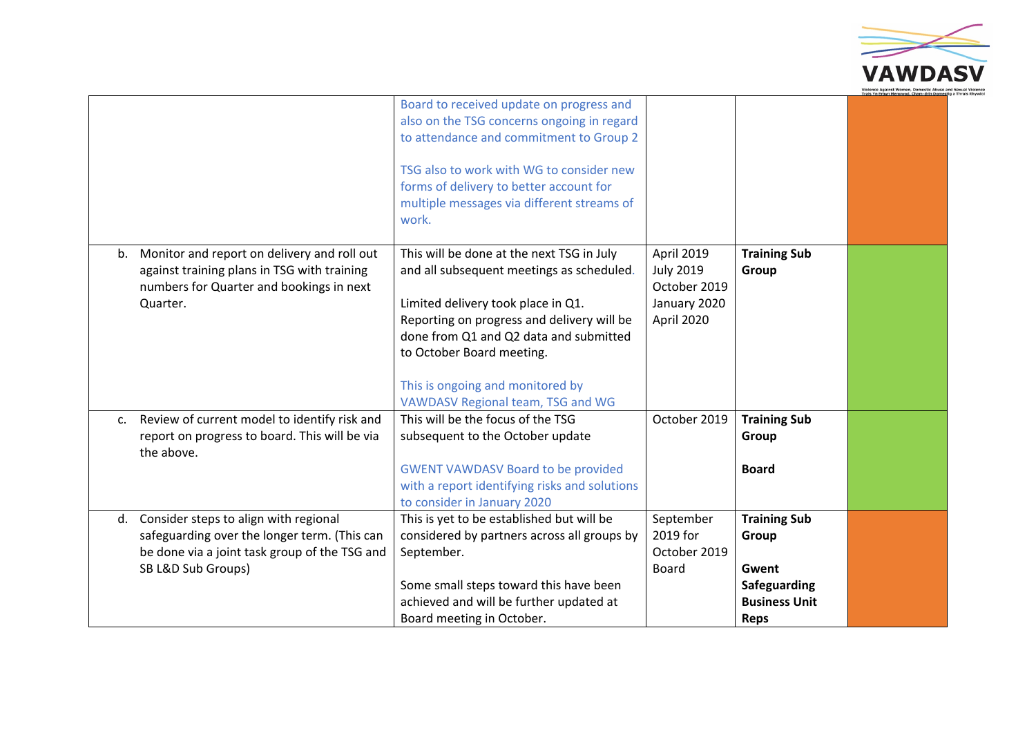| | | | | |
|---|---|---|---|---|
| | Board to received update on progress and also on the TSG concerns ongoing in regard to attendance and commitment to Group 2<br><br>TSG also to work with WG to consider new forms of delivery to better account for multiple messages via different streams of work. | | | |
| b. Monitor and report on delivery and roll out against training plans in TSG with training numbers for Quarter and bookings in next Quarter. | This will be done at the next TSG in July and all subsequent meetings as scheduled.<br><br>Limited delivery took place in Q1. Reporting on progress and delivery will be done from Q1 and Q2 data and submitted to October Board meeting.<br><br>This is ongoing and monitored by VAWDASV Regional team, TSG and WG | April 2019<br>July 2019<br>October 2019<br>January 2020<br>April 2020 | **Training Sub Group** | |
| c. Review of current model to identify risk and report on progress to board. This will be via the above. | This will be the focus of the TSG subsequent to the October update<br><br>GWENT VAWDASV Board to be provided with a report identifying risks and solutions to consider in January 2020 | October 2019 | **Training Sub Group**<br><br>**Board** | |
| d. Consider steps to align with regional safeguarding over the longer term. (This can be done via a joint task group of the TSG and SB L&D Sub Groups) | This is yet to be established but will be considered by partners across all groups by September.<br><br>Some small steps toward this have been achieved and will be further updated at Board meeting in October. | September 2019 for October 2019 Board | **Training Sub Group**<br><br>**Gwent Safeguarding Business Unit Reps** | |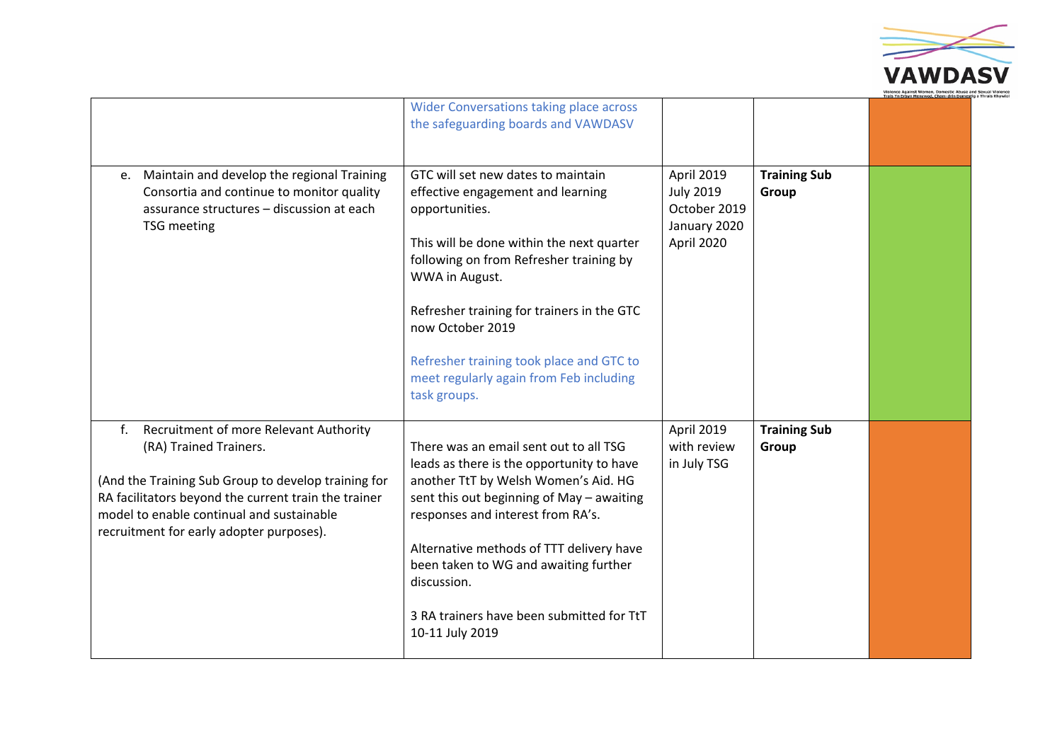| | | | | |
|---|---|---|---|---|
| | Wider Conversations taking place across the safeguarding boards and VAWDASV | | | |
| e. Maintain and develop the regional Training Consortia and continue to monitor quality assurance structures – discussion at each TSG meeting | GTC will set new dates to maintain effective engagement and learning opportunities.<br><br>This will be done within the next quarter following on from Refresher training by WWA in August.<br><br>Refresher training for trainers in the GTC now October 2019<br><br>Refresher training took place and GTC to meet regularly again from Feb including task groups. | April 2019<br>July 2019<br>October 2019<br>January 2020<br>April 2020 | **Training Sub Group** | |
| f. Recruitment of more Relevant Authority (RA) Trained Trainers.<br><br>(And the Training Sub Group to develop training for RA facilitators beyond the current train the trainer model to enable continual and sustainable recruitment for early adopter purposes). | There was an email sent out to all TSG leads as there is the opportunity to have another TtT by Welsh Women's Aid. HG sent this out beginning of May – awaiting responses and interest from RA's.<br><br>Alternative methods of TTT delivery have been taken to WG and awaiting further discussion.<br><br>3 RA trainers have been submitted for TtT 10-11 July 2019 | April 2019 with review in July TSG | **Training Sub Group** | |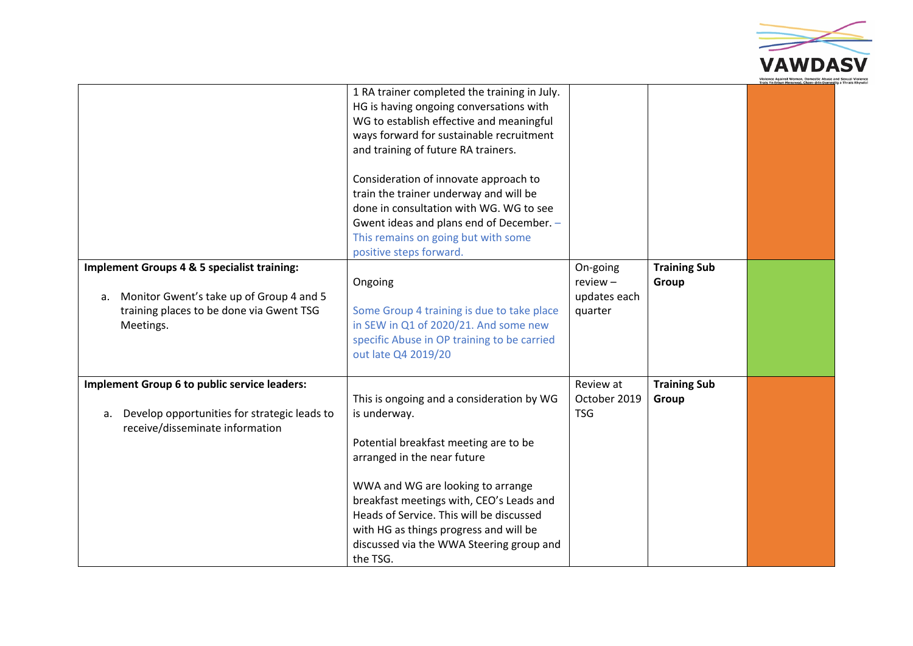| | | | | |
|---|---|---|---|---|
| | 1 RA trainer completed the training in July. HG is having ongoing conversations with WG to establish effective and meaningful ways forward for sustainable recruitment and training of future RA trainers.<br><br>Consideration of innovate approach to train the trainer underway and will be done in consultation with WG. WG to see Gwent ideas and plans end of December. – This remains on going but with some positive steps forward. | | | |
| **Implement Groups 4 & 5 specialist training:**<br><br>a. Monitor Gwent's take up of Group 4 and 5 training places to be done via Gwent TSG Meetings. | Ongoing<br><br>Some Group 4 training is due to take place in SEW in Q1 of 2020/21. And some new specific Abuse in OP training to be carried out late Q4 2019/20 | On-going review – updates each quarter | **Training Sub Group** | |
| **Implement Group 6 to public service leaders:**<br><br>a. Develop opportunities for strategic leads to receive/disseminate information | This is ongoing and a consideration by WG is underway.<br><br>Potential breakfast meeting are to be arranged in the near future<br><br>WWA and WG are looking to arrange breakfast meetings with, CEO's Leads and Heads of Service. This will be discussed with HG as things progress and will be discussed via the WWA Steering group and the TSG. | Review at October 2019 TSG | **Training Sub Group** | |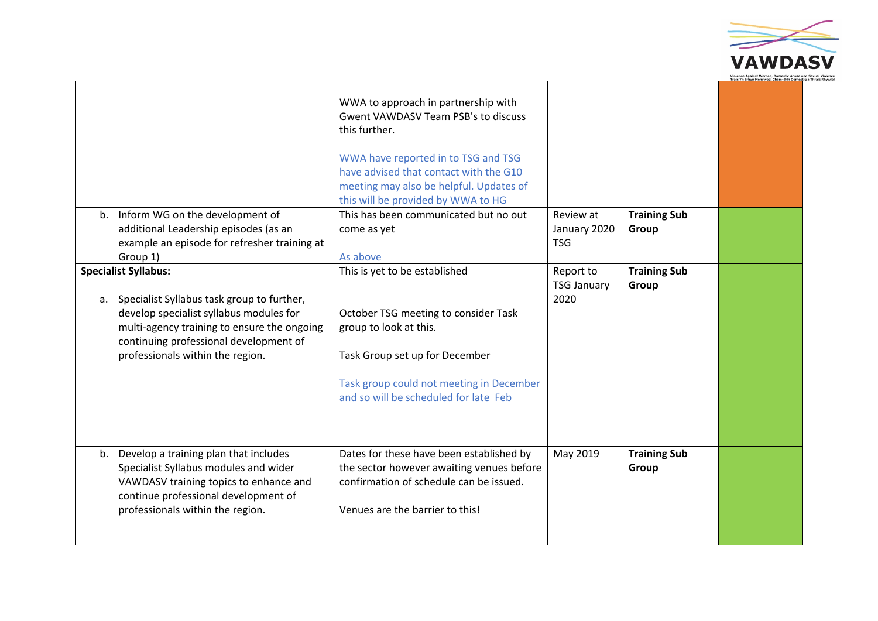| | | | | |
|---|---|---|---|---|
| | WWA to approach in partnership with Gwent VAWDASV Team PSB's to discuss this further.<br><br>WWA have reported in to TSG and TSG have advised that contact with the G10 meeting may also be helpful. Updates of this will be provided by WWA to HG | | | |
| b. Inform WG on the development of additional Leadership episodes (as an example an episode for refresher training at Group 1) | This has been communicated but no out come as yet<br><br>As above | Review at January 2020 TSG | **Training Sub Group** | |
| **Specialist Syllabus:**<br><br>a. Specialist Syllabus task group to further, develop specialist syllabus modules for multi-agency training to ensure the ongoing continuing professional development of professionals within the region. | This is yet to be established<br><br>October TSG meeting to consider Task group to look at this.<br><br>Task Group set up for December<br><br>Task group could not meeting in December and so will be scheduled for late Feb | Report to TSG January 2020 | **Training Sub Group** | |
| b. Develop a training plan that includes Specialist Syllabus modules and wider VAWDASV training topics to enhance and continue professional development of professionals within the region. | Dates for these have been established by the sector however awaiting venues before confirmation of schedule can be issued.<br><br>Venues are the barrier to this! | May 2019 | **Training Sub Group** | |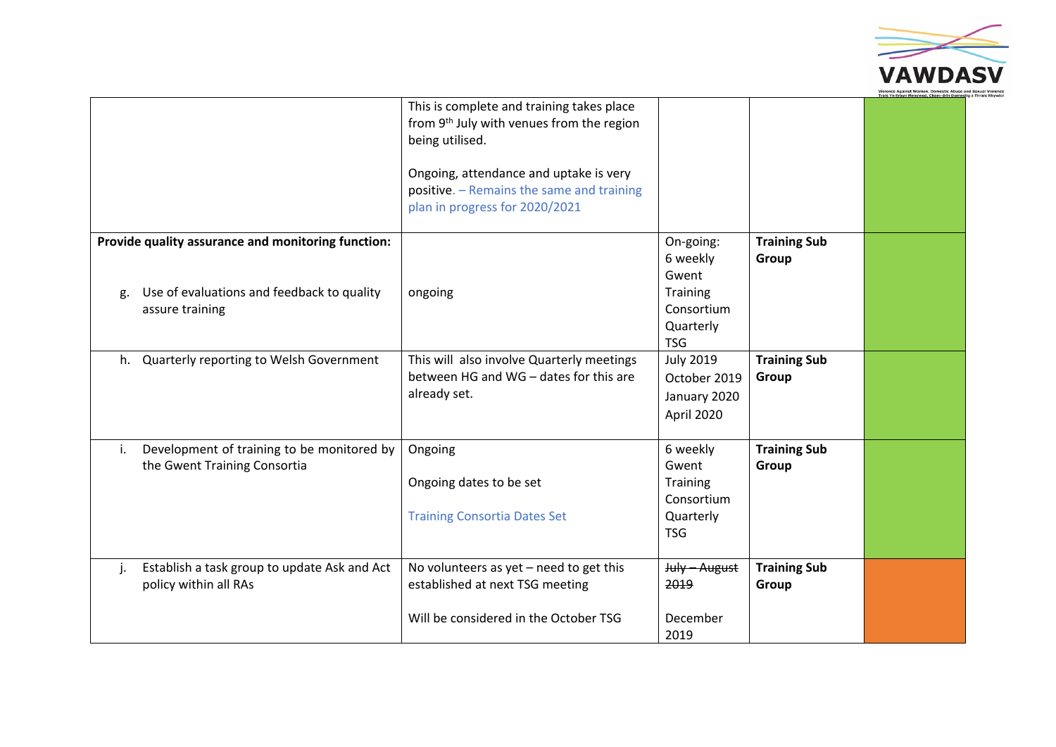| | | | | |
|---|---|---|---|---|
| | This is complete and training takes place from 9th July with venues from the region being utilised.<br><br>Ongoing, attendance and uptake is very positive. – Remains the same and training plan in progress for 2020/2021 | | | |
| **Provide quality assurance and monitoring function:**<br><br>g. Use of evaluations and feedback to quality assure training | ongoing | On-going:<br>6 weekly Gwent Training Consortium<br>Quarterly TSG | **Training Sub Group** | |
| h. Quarterly reporting to Welsh Government | This will also involve Quarterly meetings between HG and WG – dates for this are already set. | July 2019<br>October 2019<br>January 2020<br>April 2020 | **Training Sub Group** | |
| i. Development of training to be monitored by the Gwent Training Consortia | Ongoing<br><br>Ongoing dates to be set<br><br>Training Consortia Dates Set | 6 weekly Gwent Training Consortium<br>Quarterly TSG | **Training Sub Group** | |
| j. Establish a task group to update Ask and Act policy within all RAs | No volunteers as yet – need to get this established at next TSG meeting<br><br>Will be considered in the October TSG | ~~July – August 2019~~<br><br>December 2019 | **Training Sub Group** | |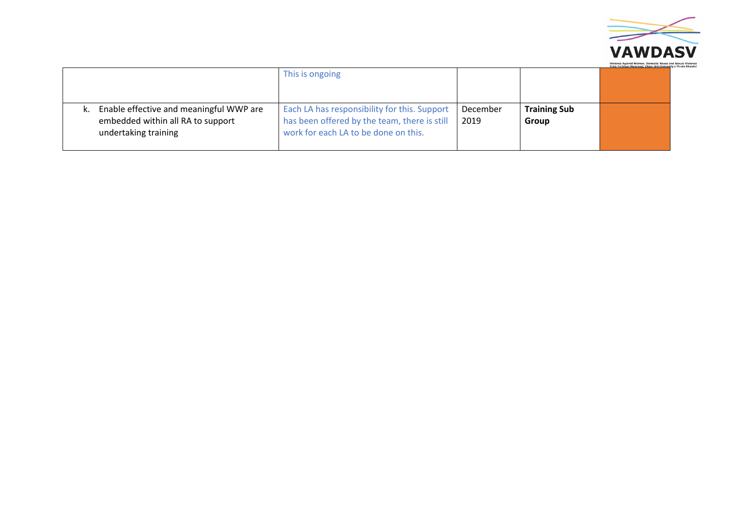| | | | | |
|---|---|---|---|---|
| | This is ongoing | | | |
| k. Enable effective and meaningful WWP are embedded within all RA to support undertaking training | Each LA has responsibility for this. Support has been offered by the team, there is still work for each LA to be done on this. | December 2019 | **Training Sub Group** | |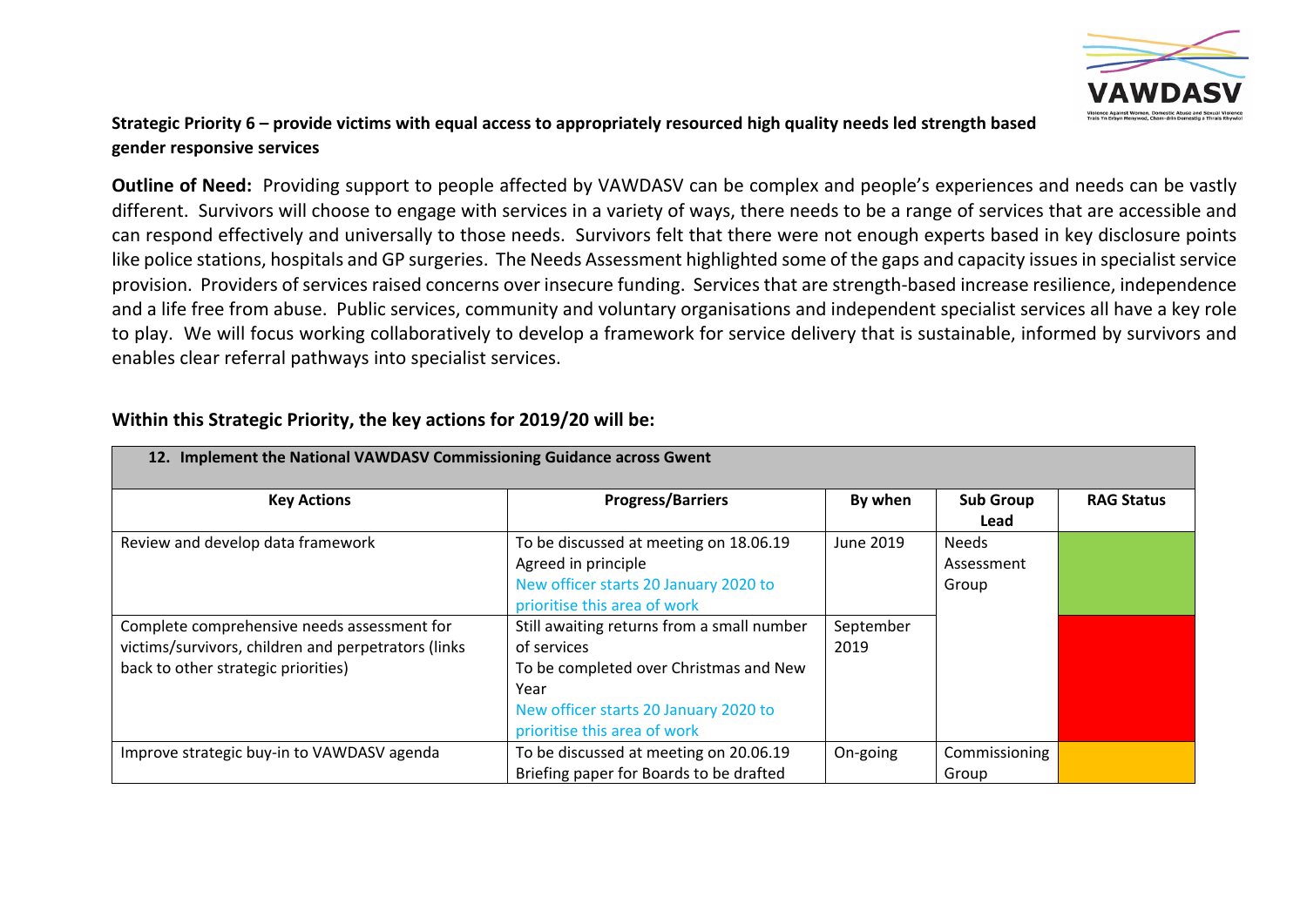**Strategic Priority 6 – provide victims with equal access to appropriately resourced high quality needs led strength based gender responsive services**

**Outline of Need:** Providing support to people affected by VAWDASV can be complex and people's experiences and needs can be vastly different. Survivors will choose to engage with services in a variety of ways, there needs to be a range of services that are accessible and can respond effectively and universally to those needs. Survivors felt that there were not enough experts based in key disclosure points like police stations, hospitals and GP surgeries. The Needs Assessment highlighted some of the gaps and capacity issues in specialist service provision. Providers of services raised concerns over insecure funding. Services that are strength-based increase resilience, independence and a life free from abuse. Public services, community and voluntary organisations and independent specialist services all have a key role to play. We will focus working collaboratively to develop a framework for service delivery that is sustainable, informed by survivors and enables clear referral pathways into specialist services.

**Within this Strategic Priority, the key actions for 2019/20 will be:**

| **12. Implement the National VAWDASV Commissioning Guidance across Gwent** | | | | |
|---|---|---|---|---|
| **Key Actions** | **Progress/Barriers** | **By when** | **Sub Group Lead** | **RAG Status** |
| Review and develop data framework | To be discussed at meeting on 18.06.19<br>Agreed in principle<br>New officer starts 20 January 2020 to prioritise this area of work | June 2019 | Needs Assessment Group | Green |
| Complete comprehensive needs assessment for victims/survivors, children and perpetrators (links back to other strategic priorities) | Still awaiting returns from a small number of services<br>To be completed over Christmas and New Year<br>New officer starts 20 January 2020 to prioritise this area of work | September 2019 | | Red |
| Improve strategic buy-in to VAWDASV agenda | To be discussed at meeting on 20.06.19<br>Briefing paper for Boards to be drafted | On-going | Commissioning Group | Amber |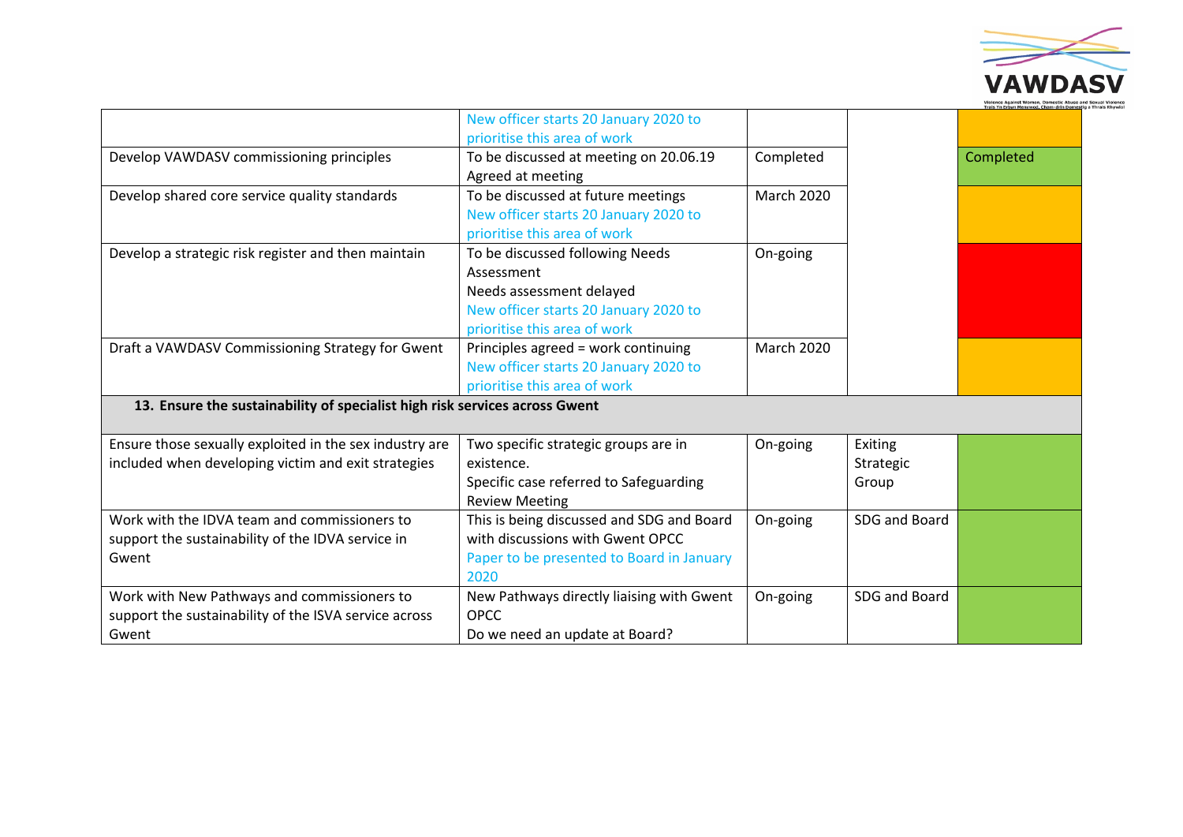| | | | | |
|---|---|---|---|---|
| | New officer starts 20 January 2020 to prioritise this area of work | | | |
| Develop VAWDASV commissioning principles | To be discussed at meeting on 20.06.19<br>Agreed at meeting | Completed | | Completed |
| Develop shared core service quality standards | To be discussed at future meetings<br>New officer starts 20 January 2020 to prioritise this area of work | March 2020 | | |
| Develop a strategic risk register and then maintain | To be discussed following Needs Assessment<br>Needs assessment delayed<br>New officer starts 20 January 2020 to prioritise this area of work | On-going | | |
| Draft a VAWDASV Commissioning Strategy for Gwent | Principles agreed = work continuing<br>New officer starts 20 January 2020 to prioritise this area of work | March 2020 | | |
| **13. Ensure the sustainability of specialist high risk services across Gwent** | | | | |
| Ensure those sexually exploited in the sex industry are included when developing victim and exit strategies | Two specific strategic groups are in existence.<br>Specific case referred to Safeguarding Review Meeting | On-going | Exiting Strategic Group | |
| Work with the IDVA team and commissioners to support the sustainability of the IDVA service in Gwent | This is being discussed and SDG and Board with discussions with Gwent OPCC<br>Paper to be presented to Board in January 2020 | On-going | SDG and Board | |
| Work with New Pathways and commissioners to support the sustainability of the ISVA service across Gwent | New Pathways directly liaising with Gwent OPCC<br>Do we need an update at Board? | On-going | SDG and Board | |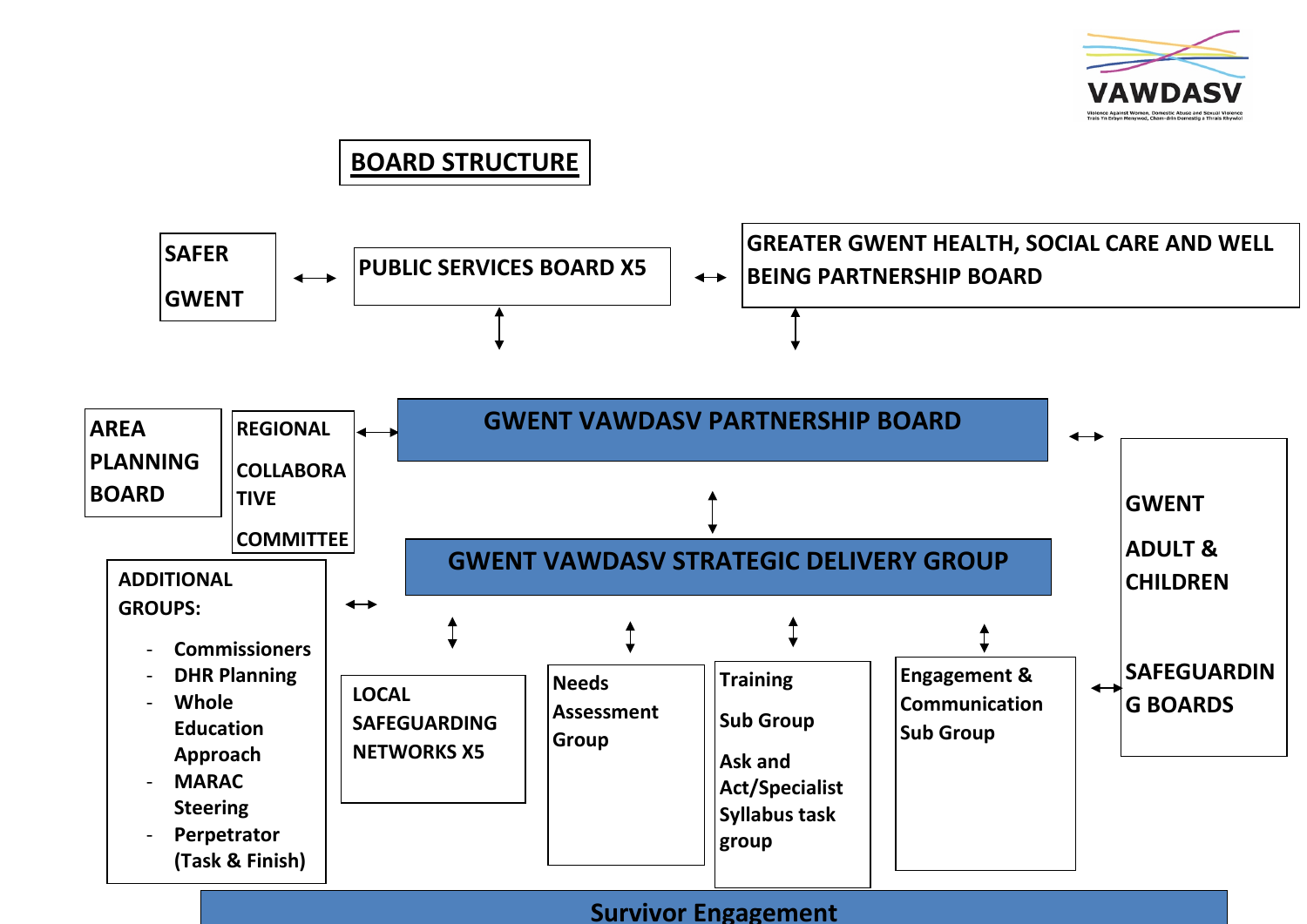# BOARD STRUCTURE

SAFER GWENT ↔ PUBLIC SERVICES BOARD X5 ↔ GREATER GWENT HEALTH, SOCIAL CARE AND WELL BEING PARTNERSHIP BOARD

AREA PLANNING BOARD

REGIONAL COLLABORATIVE COMMITTEE

**GWENT VAWDASV PARTNERSHIP BOARD**

**GWENT VAWDASV STRATEGIC DELIVERY GROUP**

GWENT ADULT & CHILDREN SAFEGUARDING BOARDS

ADDITIONAL GROUPS:

- Commissioners
- DHR Planning
- Whole Education Approach
- MARAC Steering
- Perpetrator (Task & Finish)

LOCAL SAFEGUARDING NETWORKS X5

Needs Assessment Group

Training Sub Group

Ask and Act/Specialist Syllabus task group

Engagement & Communication Sub Group

**Survivor Engagement**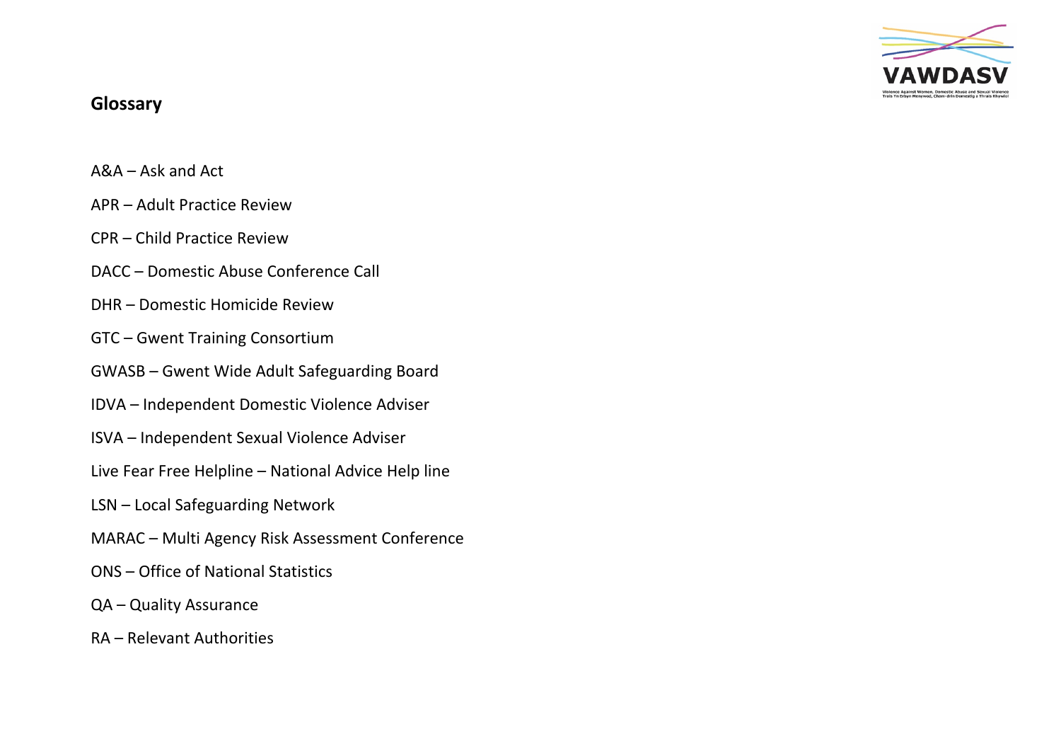## Glossary

A&A – Ask and Act

APR – Adult Practice Review

CPR – Child Practice Review

DACC – Domestic Abuse Conference Call

DHR – Domestic Homicide Review

GTC – Gwent Training Consortium

GWASB – Gwent Wide Adult Safeguarding Board

IDVA – Independent Domestic Violence Adviser

ISVA – Independent Sexual Violence Adviser

Live Fear Free Helpline – National Advice Help line

LSN – Local Safeguarding Network

MARAC – Multi Agency Risk Assessment Conference

ONS – Office of National Statistics

QA – Quality Assurance

RA – Relevant Authorities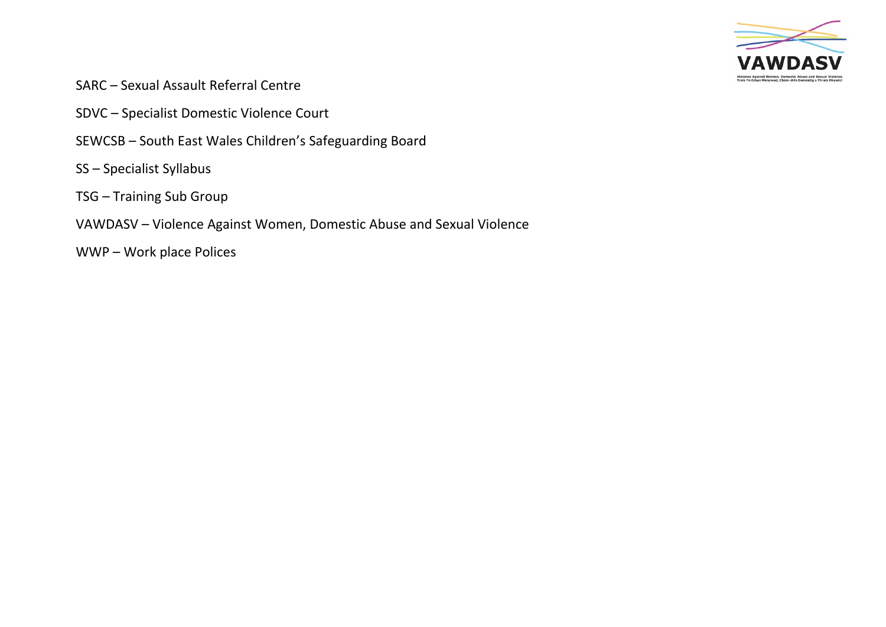SARC – Sexual Assault Referral Centre

SDVC – Specialist Domestic Violence Court

SEWCSB – South East Wales Children's Safeguarding Board

SS – Specialist Syllabus

TSG – Training Sub Group

VAWDASV – Violence Against Women, Domestic Abuse and Sexual Violence

WWP – Work place Polices